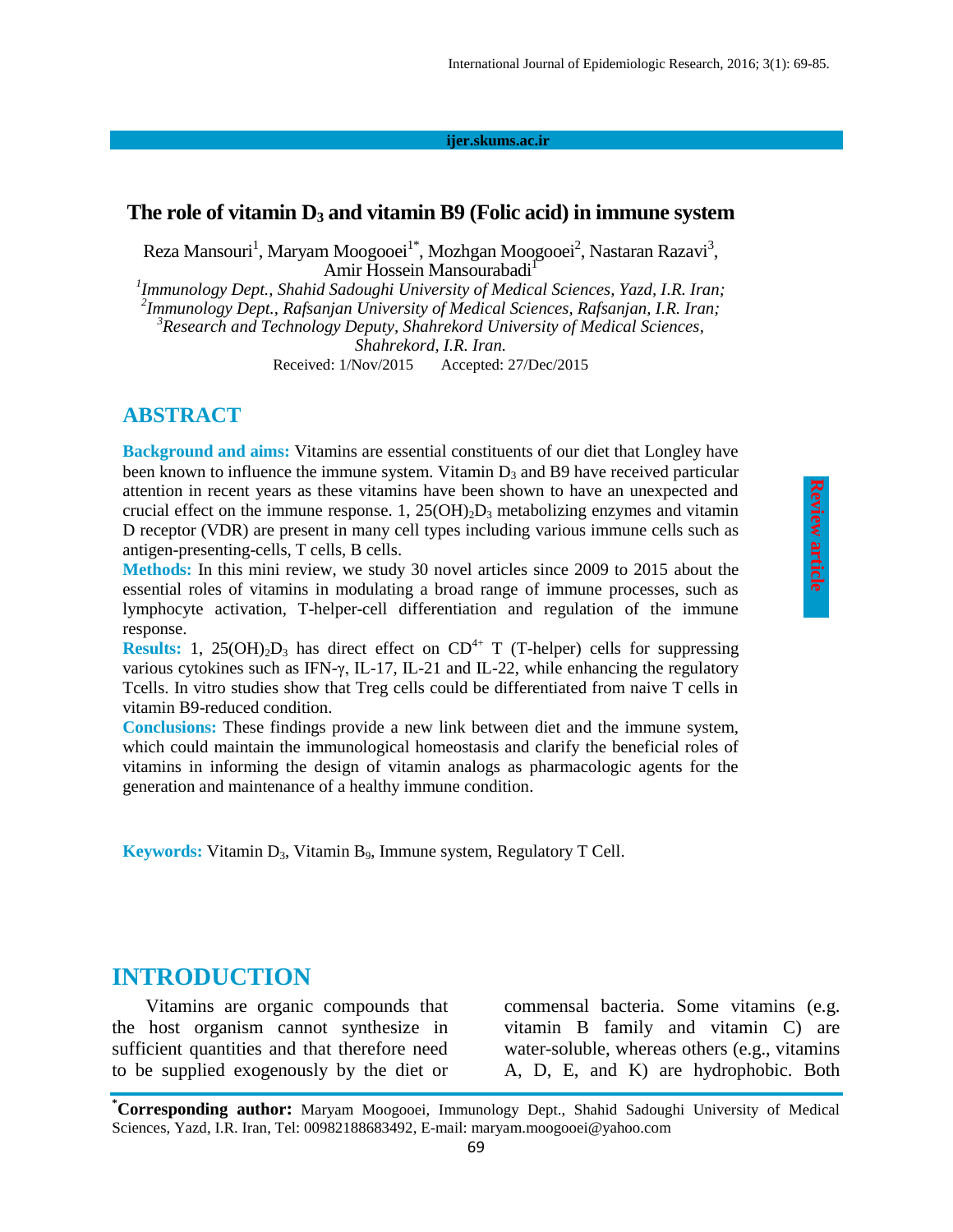ijer.skums.ac.ir

# The role of vitamin $D_3$ and vitamin B9 (Folic acid) in immune system

Reza Mansouri[1], Maryam Moogooei[1*], Mozhgan Moogooei[2], Nastaran Razavi[3], Amir Hossein Mansourabadi[1]

[1]*Immunology Dept., Shahid Sadoughi University of Medical Sciences, Yazd, I.R. Iran;*
[2]*Immunology Dept., Rafsanjan University of Medical Sciences, Rafsanjan, I.R. Iran;*
[3]*Research and Technology Deputy, Shahrekord University of Medical Sciences, Shahrekord, I.R. Iran.*

Received: 1/Nov/2015 Accepted: 27/Dec/2015

Review article

## ABSTRACT

**Background and aims:** Vitamins are essential constituents of our diet that Longley have been known to influence the immune system. Vitamin $D_3$ and B9 have received particular attention in recent years as these vitamins have been shown to have an unexpected and crucial effect on the immune response. 1, $25(OH)_2D_3$ metabolizing enzymes and vitamin D receptor (VDR) are present in many cell types including various immune cells such as antigen-presenting-cells, T cells, B cells.

**Methods:** In this mini review, we study 30 novel articles since 2009 to 2015 about the essential roles of vitamins in modulating a broad range of immune processes, such as lymphocyte activation, T-helper-cell differentiation and regulation of the immune response.

**Results:** 1, $25(OH)_2D_3$ has direct effect on $CD^{4+}$ T (T-helper) cells for suppressing various cytokines such as IFN-γ, IL-17, IL-21 and IL-22, while enhancing the regulatory Tcells. In vitro studies show that Treg cells could be differentiated from naive T cells in vitamin B9-reduced condition.

**Conclusions:** These findings provide a new link between diet and the immune system, which could maintain the immunological homeostasis and clarify the beneficial roles of vitamins in informing the design of vitamin analogs as pharmacologic agents for the generation and maintenance of a healthy immune condition.

**Keywords:** Vitamin $D_3$, Vitamin $B_9$, Immune system, Regulatory T Cell.

## INTRODUCTION

Vitamins are organic compounds that the host organism cannot synthesize in sufficient quantities and that therefore need to be supplied exogenously by the diet or commensal bacteria. Some vitamins (e.g. vitamin B family and vitamin C) are water-soluble, whereas others (e.g., vitamins A, D, E, and K) are hydrophobic. Both

***Corresponding author:** Maryam Moogooei, Immunology Dept., Shahid Sadoughi University of Medical Sciences, Yazd, I.R. Iran, Tel: 00982188683492, E-mail: maryam.moogooei@yahoo.com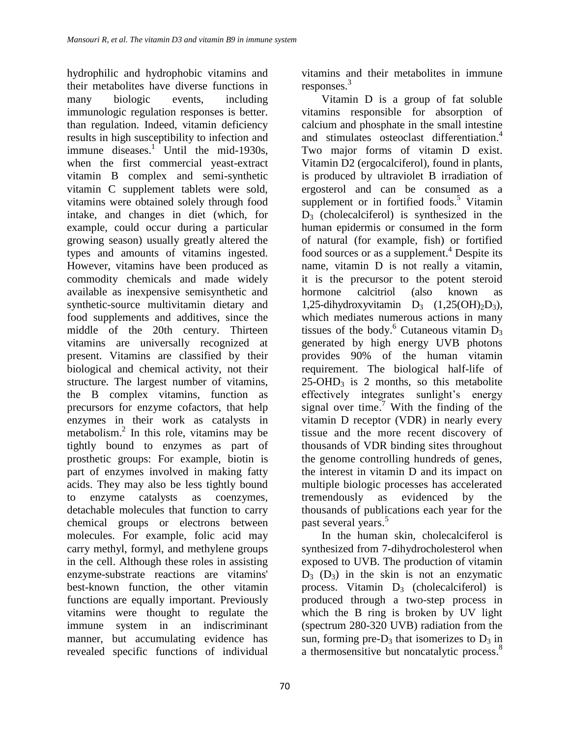hydrophilic and hydrophobic vitamins and their metabolites have diverse functions in many biologic events, including immunologic regulation responses is better. than regulation. Indeed, vitamin deficiency results in high susceptibility to infection and immune diseases.[1] Until the mid-1930s, when the first commercial yeast-extract vitamin B complex and semi-synthetic vitamin C supplement tablets were sold, vitamins were obtained solely through food intake, and changes in diet (which, for example, could occur during a particular growing season) usually greatly altered the types and amounts of vitamins ingested. However, vitamins have been produced as commodity chemicals and made widely available as inexpensive semisynthetic and synthetic-source multivitamin dietary and food supplements and additives, since the middle of the 20th century. Thirteen vitamins are universally recognized at present. Vitamins are classified by their biological and chemical activity, not their structure. The largest number of vitamins, the B complex vitamins, function as precursors for enzyme cofactors, that help enzymes in their work as catalysts in metabolism.[2] In this role, vitamins may be tightly bound to enzymes as part of prosthetic groups: For example, biotin is part of enzymes involved in making fatty acids. They may also be less tightly bound to enzyme catalysts as coenzymes, detachable molecules that function to carry chemical groups or electrons between molecules. For example, folic acid may carry methyl, formyl, and methylene groups in the cell. Although these roles in assisting enzyme-substrate reactions are vitamins' best-known function, the other vitamin functions are equally important. Previously vitamins were thought to regulate the immune system in an indiscriminant manner, but accumulating evidence has revealed specific functions of individual vitamins and their metabolites in immune responses.[3]

Vitamin D is a group of fat soluble vitamins responsible for absorption of calcium and phosphate in the small intestine and stimulates osteoclast differentiation.[4] Two major forms of vitamin D exist. Vitamin D2 (ergocalciferol), found in plants, is produced by ultraviolet B irradiation of ergosterol and can be consumed as a supplement or in fortified foods.[5] Vitamin $D_3$ (cholecalciferol) is synthesized in the human epidermis or consumed in the form of natural (for example, fish) or fortified food sources or as a supplement.[4] Despite its name, vitamin D is not really a vitamin, it is the precursor to the potent steroid hormone calcitriol (also known as 1,25-dihydroxyvitamin $D_3$ ($1,25(OH)_2D_3$), which mediates numerous actions in many tissues of the body.[6] Cutaneous vitamin $D_3$ generated by high energy UVB photons provides 90% of the human vitamin requirement. The biological half-life of $25\text{-}OHD_3$ is 2 months, so this metabolite effectively integrates sunlight's energy signal over time.[7] With the finding of the vitamin D receptor (VDR) in nearly every tissue and the more recent discovery of thousands of VDR binding sites throughout the genome controlling hundreds of genes, the interest in vitamin D and its impact on multiple biologic processes has accelerated tremendously as evidenced by the thousands of publications each year for the past several years.[5]

In the human skin, cholecalciferol is synthesized from 7-dihydrocholesterol when exposed to UVB. The production of vitamin $D_3$ ($D_3$) in the skin is not an enzymatic process. Vitamin $D_3$ (cholecalciferol) is produced through a two-step process in which the B ring is broken by UV light (spectrum 280-320 UVB) radiation from the sun, forming pre-$D_3$ that isomerizes to $D_3$ in a thermosensitive but noncatalytic process.[8]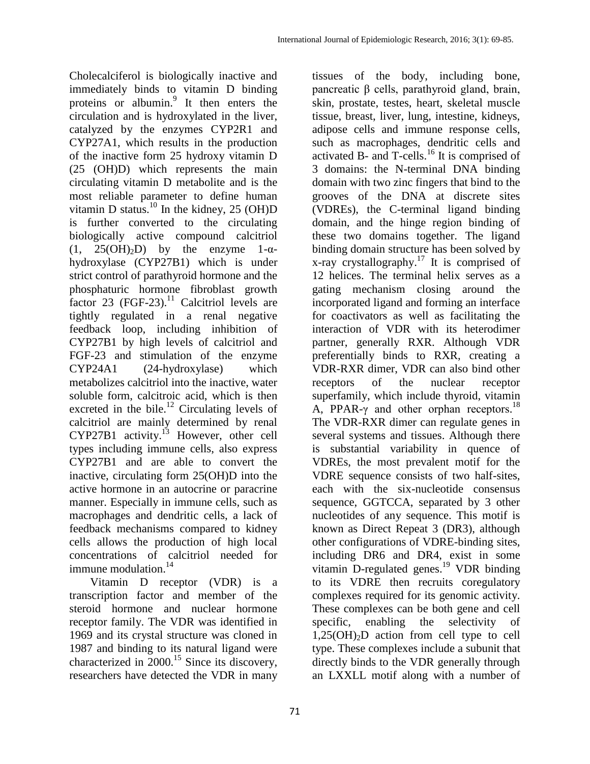Cholecalciferol is biologically inactive and immediately binds to vitamin D binding proteins or albumin.[9] It then enters the circulation and is hydroxylated in the liver, catalyzed by the enzymes CYP2R1 and CYP27A1, which results in the production of the inactive form 25 hydroxy vitamin D (25 (OH)D) which represents the main circulating vitamin D metabolite and is the most reliable parameter to define human vitamin D status.[10] In the kidney, 25 (OH)D is further converted to the circulating biologically active compound calcitriol (1, $25(OH)_2D$) by the enzyme 1-α-hydroxylase (CYP27B1) which is under strict control of parathyroid hormone and the phosphaturic hormone fibroblast growth factor 23 (FGF-23).[11] Calcitriol levels are tightly regulated in a renal negative feedback loop, including inhibition of CYP27B1 by high levels of calcitriol and FGF-23 and stimulation of the enzyme CYP24A1 (24-hydroxylase) which metabolizes calcitriol into the inactive, water soluble form, calcitroic acid, which is then excreted in the bile.[12] Circulating levels of calcitriol are mainly determined by renal CYP27B1 activity.[13] However, other cell types including immune cells, also express CYP27B1 and are able to convert the inactive, circulating form 25(OH)D into the active hormone in an autocrine or paracrine manner. Especially in immune cells, such as macrophages and dendritic cells, a lack of feedback mechanisms compared to kidney cells allows the production of high local concentrations of calcitriol needed for immune modulation.[14]

Vitamin D receptor (VDR) is a transcription factor and member of the steroid hormone and nuclear hormone receptor family. The VDR was identified in 1969 and its crystal structure was cloned in 1987 and binding to its natural ligand were characterized in 2000.[15] Since its discovery, researchers have detected the VDR in many tissues of the body, including bone, pancreatic β cells, parathyroid gland, brain, skin, prostate, testes, heart, skeletal muscle tissue, breast, liver, lung, intestine, kidneys, adipose cells and immune response cells, such as macrophages, dendritic cells and activated B- and T-cells.[16] It is comprised of 3 domains: the N-terminal DNA binding domain with two zinc fingers that bind to the grooves of the DNA at discrete sites (VDREs), the C-terminal ligand binding domain, and the hinge region binding of these two domains together. The ligand binding domain structure has been solved by x-ray crystallography.[17] It is comprised of 12 helices. The terminal helix serves as a gating mechanism closing around the incorporated ligand and forming an interface for coactivators as well as facilitating the interaction of VDR with its heterodimer partner, generally RXR. Although VDR preferentially binds to RXR, creating a VDR-RXR dimer, VDR can also bind other receptors of the nuclear receptor superfamily, which include thyroid, vitamin A, PPAR-γ and other orphan receptors.[18] The VDR-RXR dimer can regulate genes in several systems and tissues. Although there is substantial variability in quence of VDREs, the most prevalent motif for the VDRE sequence consists of two half-sites, each with the six-nucleotide consensus sequence, GGTCCA, separated by 3 other nucleotides of any sequence. This motif is known as Direct Repeat 3 (DR3), although other configurations of VDRE-binding sites, including DR6 and DR4, exist in some vitamin D-regulated genes.[19] VDR binding to its VDRE then recruits coregulatory complexes required for its genomic activity. These complexes can be both gene and cell specific, enabling the selectivity of $1,25(OH)_2D$ action from cell type to cell type. These complexes include a subunit that directly binds to the VDR generally through an LXXLL motif along with a number of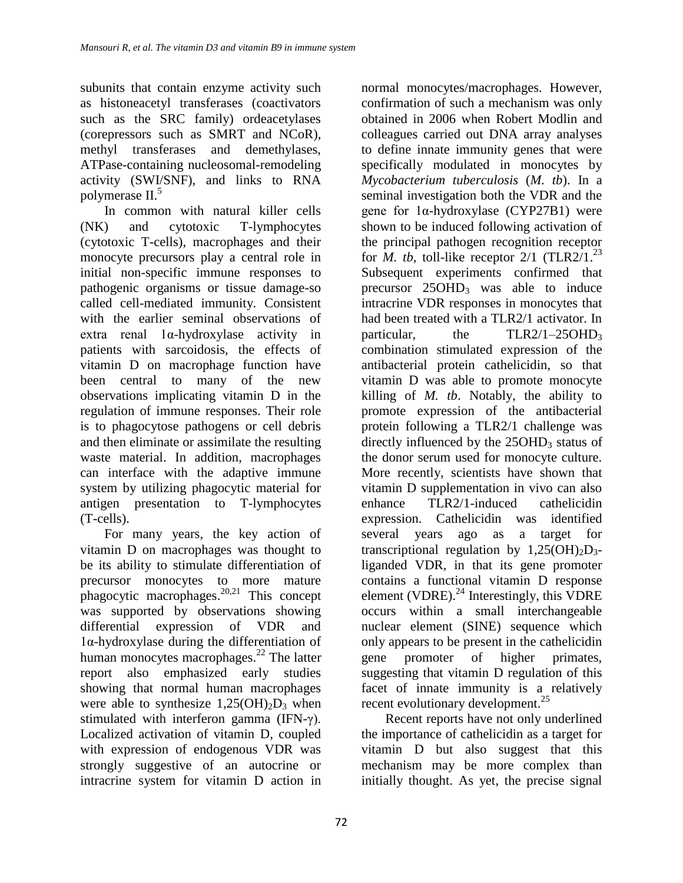subunits that contain enzyme activity such as histoneacetyl transferases (coactivators such as the SRC family) ordeacetylases (corepressors such as SMRT and NCoR), methyl transferases and demethylases, ATPase-containing nucleosomal-remodeling activity (SWI/SNF), and links to RNA polymerase II.[5]

In common with natural killer cells (NK) and cytotoxic T-lymphocytes (cytotoxic T-cells), macrophages and their monocyte precursors play a central role in initial non-specific immune responses to pathogenic organisms or tissue damage-so called cell-mediated immunity. Consistent with the earlier seminal observations of extra renal 1α-hydroxylase activity in patients with sarcoidosis, the effects of vitamin D on macrophage function have been central to many of the new observations implicating vitamin D in the regulation of immune responses. Their role is to phagocytose pathogens or cell debris and then eliminate or assimilate the resulting waste material. In addition, macrophages can interface with the adaptive immune system by utilizing phagocytic material for antigen presentation to T-lymphocytes (T-cells).

For many years, the key action of vitamin D on macrophages was thought to be its ability to stimulate differentiation of precursor monocytes to more mature phagocytic macrophages.[20,21] This concept was supported by observations showing differential expression of VDR and 1α-hydroxylase during the differentiation of human monocytes macrophages.[22] The latter report also emphasized early studies showing that normal human macrophages were able to synthesize $1,25(OH)_2D_3$ when stimulated with interferon gamma (IFN-γ). Localized activation of vitamin D, coupled with expression of endogenous VDR was strongly suggestive of an autocrine or intracrine system for vitamin D action in normal monocytes/macrophages. However, confirmation of such a mechanism was only obtained in 2006 when Robert Modlin and colleagues carried out DNA array analyses to define innate immunity genes that were specifically modulated in monocytes by *Mycobacterium tuberculosis* (*M. tb*). In a seminal investigation both the VDR and the gene for 1α-hydroxylase (CYP27B1) were shown to be induced following activation of the principal pathogen recognition receptor for *M. tb*, toll-like receptor 2/1 (TLR2/1.[23] Subsequent experiments confirmed that precursor $25OHD_3$ was able to induce intracrine VDR responses in monocytes that had been treated with a TLR2/1 activator. In particular, the TLR2/1–$25OHD_3$ combination stimulated expression of the antibacterial protein cathelicidin, so that vitamin D was able to promote monocyte killing of *M. tb*. Notably, the ability to promote expression of the antibacterial protein following a TLR2/1 challenge was directly influenced by the $25OHD_3$ status of the donor serum used for monocyte culture. More recently, scientists have shown that vitamin D supplementation in vivo can also enhance TLR2/1-induced cathelicidin expression. Cathelicidin was identified several years ago as a target for transcriptional regulation by $1,25(OH)_2D_3$-liganded VDR, in that its gene promoter contains a functional vitamin D response element (VDRE).[24] Interestingly, this VDRE occurs within a small interchangeable nuclear element (SINE) sequence which only appears to be present in the cathelicidin gene promoter of higher primates, suggesting that vitamin D regulation of this facet of innate immunity is a relatively recent evolutionary development.[25]

Recent reports have not only underlined the importance of cathelicidin as a target for vitamin D but also suggest that this mechanism may be more complex than initially thought. As yet, the precise signal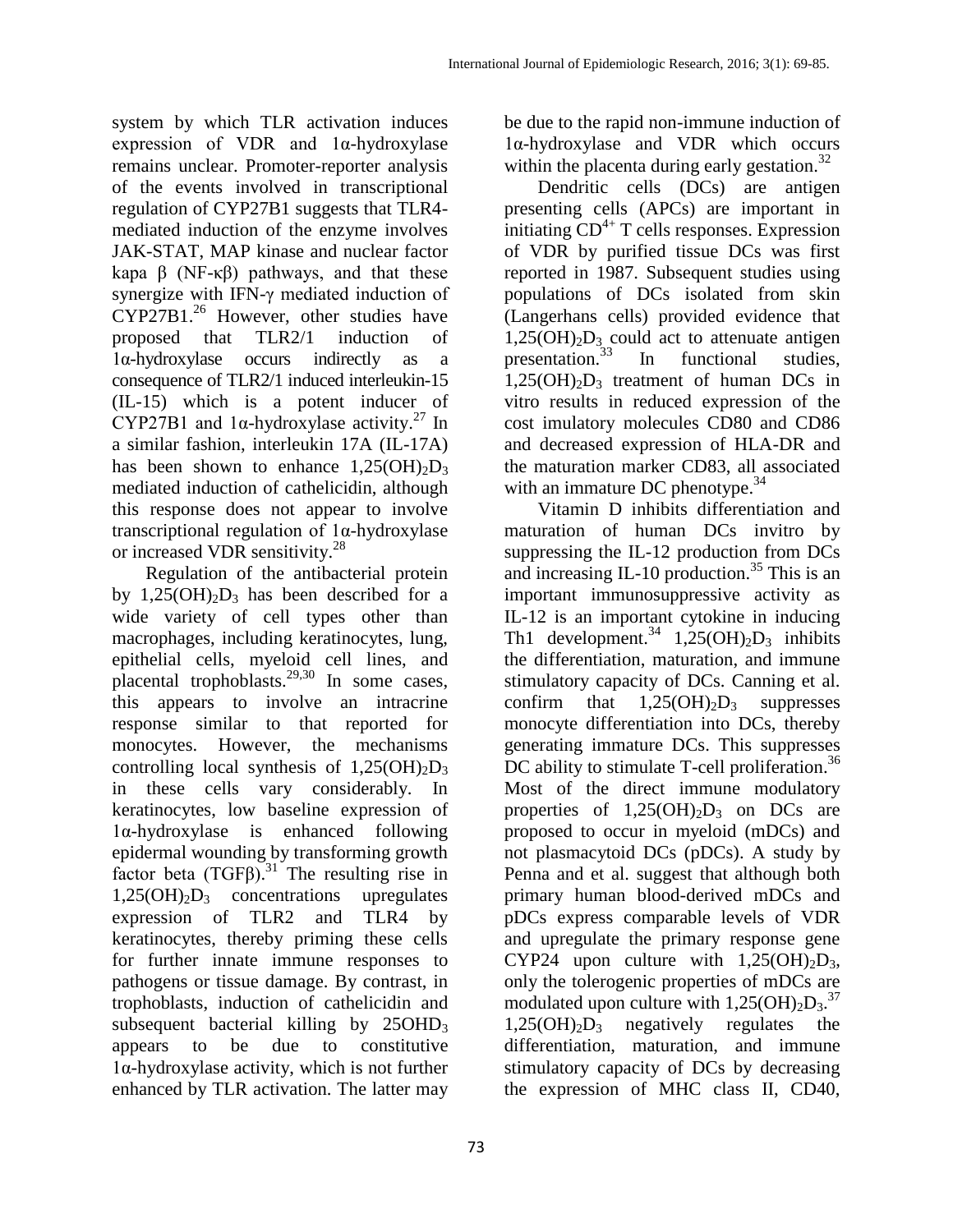system by which TLR activation induces expression of VDR and 1α-hydroxylase remains unclear. Promoter-reporter analysis of the events involved in transcriptional regulation of CYP27B1 suggests that TLR4-mediated induction of the enzyme involves JAK-STAT, MAP kinase and nuclear factor kapa β (NF-κβ) pathways, and that these synergize with IFN-γ mediated induction of CYP27B1.[26] However, other studies have proposed that TLR2/1 induction of 1α-hydroxylase occurs indirectly as a consequence of TLR2/1 induced interleukin-15 (IL-15) which is a potent inducer of CYP27B1 and 1α-hydroxylase activity.[27] In a similar fashion, interleukin 17A (IL-17A) has been shown to enhance $1,25(OH)_2D_3$ mediated induction of cathelicidin, although this response does not appear to involve transcriptional regulation of 1α-hydroxylase or increased VDR sensitivity.[28]

Regulation of the antibacterial protein by $1,25(OH)_2D_3$ has been described for a wide variety of cell types other than macrophages, including keratinocytes, lung, epithelial cells, myeloid cell lines, and placental trophoblasts.[29,30] In some cases, this appears to involve an intracrine response similar to that reported for monocytes. However, the mechanisms controlling local synthesis of $1,25(OH)_2D_3$ in these cells vary considerably. In keratinocytes, low baseline expression of 1α-hydroxylase is enhanced following epidermal wounding by transforming growth factor beta (TGFβ).[31] The resulting rise in $1,25(OH)_2D_3$ concentrations upregulates expression of TLR2 and TLR4 by keratinocytes, thereby priming these cells for further innate immune responses to pathogens or tissue damage. By contrast, in trophoblasts, induction of cathelicidin and subsequent bacterial killing by $25OHD_3$ appears to be due to constitutive 1α-hydroxylase activity, which is not further enhanced by TLR activation. The latter may be due to the rapid non-immune induction of 1α-hydroxylase and VDR which occurs within the placenta during early gestation.[32]

Dendritic cells (DCs) are antigen presenting cells (APCs) important in initiating $CD^{4+}$ T cells responses. Expression of VDR by purified tissue DCs was first reported in 1987. Subsequent studies using populations of DCs isolated from skin (Langerhans cells) provided evidence that $1,25(OH)_2D_3$ could act to attenuate antigen presentation.[33] In functional studies, $1,25(OH)_2D_3$ treatment of human DCs in vitro results in reduced expression of the cost imulatory molecules CD80 and CD86 and decreased expression of HLA-DR and the maturation marker CD83, all associated with an immature DC phenotype.[34]

Vitamin D inhibits differentiation and maturation of human DCs invitro by suppressing the IL-12 production from DCs and increasing IL-10 production.[35] This is an important immunosuppressive activity as IL-12 is an important cytokine in inducing Th1 development.[34] $1,25(OH)_2D_3$ inhibits the differentiation, maturation, and immune stimulatory capacity of DCs. Canning et al. confirm that $1,25(OH)_2D_3$ suppresses monocyte differentiation into DCs, thereby generating immature DCs. This suppresses DC ability to stimulate T-cell proliferation.[36] Most of the direct immune modulatory properties of $1,25(OH)_2D_3$ on DCs are proposed to occur in myeloid (mDCs) and not plasmacytoid DCs (pDCs). A study by Penna and et al. suggest that although both primary human blood-derived mDCs and pDCs express comparable levels of VDR and upregulate the primary response gene CYP24 upon culture with $1,25(OH)_2D_3$, only the tolerogenic properties of mDCs are modulated upon culture with $1,25(OH)_2D_3$.[37] $1,25(OH)_2D_3$ negatively regulates the differentiation, maturation, and immune stimulatory capacity of DCs by decreasing the expression of MHC class II, CD40,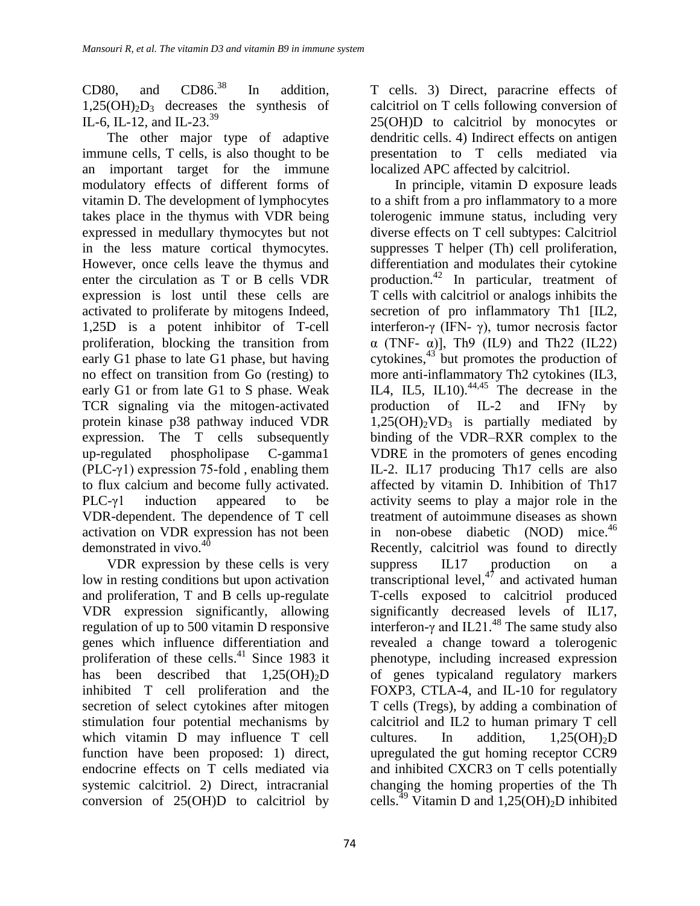CD80, and CD86.[38] In addition, $1,25(OH)_2D_3$ decreases the synthesis of IL-6, IL-12, and IL-23.[39]

The other major type of adaptive immune cells, T cells, is also thought to be an important target for the immune modulatory effects of different forms of vitamin D. The development of lymphocytes takes place in the thymus with VDR being expressed in medullary thymocytes but not in the less mature cortical thymocytes. However, once cells leave the thymus and enter the circulation as T or B cells VDR expression is lost until these cells are activated to proliferate by mitogens Indeed, 1,25D is a potent inhibitor of T-cell proliferation, blocking the transition from early G1 phase to late G1 phase, but having no effect on transition from Go (resting) to early G1 or from late G1 to S phase. Weak TCR signaling via the mitogen-activated protein kinase p38 pathway induced VDR expression. The T cells subsequently up-regulated phospholipase C-gamma1 (PLC-γ1) expression 75-fold , enabling them to flux calcium and become fully activated. PLC-γ1 induction appeared to be VDR-dependent. The dependence of T cell activation on VDR expression has not been demonstrated in vivo.[40]

VDR expression by these cells is very low in resting conditions but upon activation and proliferation, T and B cells up-regulate VDR expression significantly, allowing regulation of up to 500 vitamin D responsive genes which influence differentiation and proliferation of these cells.[41] Since 1983 it has been described that $1,25(OH)_2D$ inhibited T cell proliferation and the secretion of select cytokines after mitogen stimulation four potential mechanisms by which vitamin D may influence T cell function have been proposed: 1) direct, endocrine effects on T cells mediated via systemic calcitriol. 2) Direct, intracranial conversion of 25(OH)D to calcitriol by T cells. 3) Direct, paracrine effects of calcitriol on T cells following conversion of 25(OH)D to calcitriol by monocytes or dendritic cells. 4) Indirect effects on antigen presentation to T cells mediated via localized APC affected by calcitriol.

In principle, vitamin D exposure leads to a shift from a pro inflammatory to a more tolerogenic immune status, including very diverse effects on T cell subtypes: Calcitriol suppresses T helper (Th) cell proliferation, differentiation and modulates their cytokine production.[42] In particular, treatment of T cells with calcitriol or analogs inhibits the secretion of pro inflammatory Th1 [IL2, interferon-γ (IFN- γ), tumor necrosis factor α (TNF- α)], Th9 (IL9) and Th22 (IL22) cytokines,[43] but promotes the production of more anti-inflammatory Th2 cytokines (IL3, IL4, IL5, IL10).[44,45] The decrease in the production of IL-2 and IFNγ by $1,25(OH)_2VD_3$ is partially mediated by binding of the VDR–RXR complex to the VDRE in the promoters of genes encoding IL-2. IL17 producing Th17 cells are also affected by vitamin D. Inhibition of Th17 activity seems to play a major role in the treatment of autoimmune diseases as shown in non-obese diabetic (NOD) mice.[46] Recently, calcitriol was found to directly suppress IL17 production on a transcriptional level,[47] and activated human T-cells exposed to calcitriol produced significantly decreased levels of IL17, interferon-γ and IL21.[48] The same study also revealed a change toward a tolerogenic phenotype, including increased expression of genes typicaland regulatory markers FOXP3, CTLA-4, and IL-10 for regulatory T cells (Tregs), by adding a combination of calcitriol and IL2 to human primary T cell cultures. In addition, $1,25(OH)_2D$ upregulated the gut homing receptor CCR9 and inhibited CXCR3 on T cells potentially changing the homing properties of the Th cells.[49] Vitamin D and $1,25(OH)_2D$ inhibited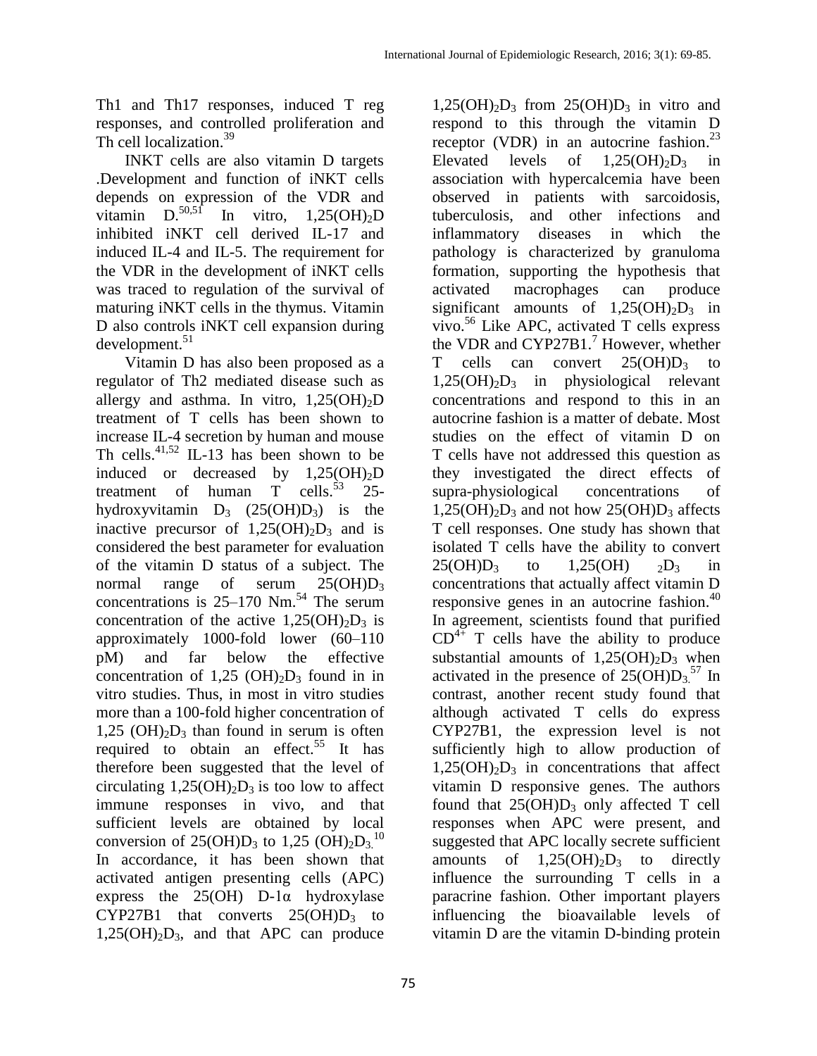Th1 and Th17 responses, induced T reg responses, and controlled proliferation and Th cell localization.[39]

INKT cells are also vitamin D targets .Development and function of iNKT cells depends on expression of the VDR and vitamin D.[50,51] In vitro, $1,25(OH)_2D$ inhibited iNKT cell derived IL-17 and induced IL-4 and IL-5. The requirement for the VDR in the development of iNKT cells was traced to regulation of the survival of maturing iNKT cells in the thymus. Vitamin D also controls iNKT cell expansion during development.[51]

Vitamin D has also been proposed as a regulator of Th2 mediated disease such as allergy and asthma. In vitro, $1,25(OH)_2D$ treatment of T cells has been shown to increase IL-4 secretion by human and mouse Th cells.[41,52] IL-13 has been shown to be induced or decreased by $1,25(OH)_2D$ treatment of human T cells.[53] 25-hydroxyvitamin $D_3$ ($25(OH)D_3$) is the inactive precursor of $1,25(OH)_2D_3$ and is considered the best parameter for evaluation of the vitamin D status of a subject. The normal range of serum $25(OH)D_3$ concentrations is 25–170 Nm.[54] The serum concentration of the active $1,25(OH)_2D_3$ is approximately 1000-fold lower (60–110 pM) and far below the effective concentration of $1,25\ (OH)_2D_3$ found in in vitro studies. Thus, in most in vitro studies more than a 100-fold higher concentration of $1,25\ (OH)_2D_3$ than found in serum is often required to obtain an effect.[55] It has therefore been suggested that the level of circulating $1,25(OH)_2D_3$ is too low to affect immune responses in vivo, and that sufficient levels are obtained by local conversion of $25(OH)D_3$ to $1,25\ (OH)_2D_3$.[10] In accordance, it has been shown that activated antigen presenting cells (APC) express the 25(OH) D-1α hydroxylase CYP27B1 that converts $25(OH)D_3$ to $1,25(OH)_2D_3$, and that APC can produce $1,25(OH)_2D_3$ from $25(OH)D_3$ in vitro and respond to this through the vitamin D receptor (VDR) in an autocrine fashion.[23] Elevated levels of $1,25(OH)_2D_3$ in association with hypercalcemia have been observed in patients with sarcoidosis, tuberculosis, and other infections and inflammatory diseases in which the pathology is characterized by granuloma formation, supporting the hypothesis that activated macrophages can produce significant amounts of $1,25(OH)_2D_3$ in vivo.[56] Like APC, activated T cells express the VDR and CYP27B1.[7] However, whether T cells can convert $25(OH)D_3$ to $1,25(OH)_2D_3$ in physiological relevant concentrations and respond to this in an autocrine fashion is a matter of debate. Most studies on the effect of vitamin D on T cells have not addressed this question as they investigated the direct effects of supra-physiological concentrations of $1,25(OH)_2D_3$ and not how $25(OH)D_3$ affects T cell responses. One study has shown that isolated T cells have the ability to convert $25(OH)D_3$ to $1,25(OH)_2D_3$ in concentrations that actually affect vitamin D responsive genes in an autocrine fashion.[40] In agreement, scientists found that purified $CD^{4+}$ T cells have the ability to produce substantial amounts of $1,25(OH)_2D_3$ when activated in the presence of $25(OH)D_3$.[57] In contrast, another recent study found that although activated T cells do express CYP27B1, the expression level is not sufficiently high to allow production of $1,25(OH)_2D_3$ in concentrations that affect vitamin D responsive genes. The authors found that $25(OH)D_3$ only affected T cell responses when APC were present, and suggested that APC locally secrete sufficient amounts of $1,25(OH)_2D_3$ to directly influence the surrounding T cells in a paracrine fashion. Other important players influencing the bioavailable levels of vitamin D are the vitamin D-binding protein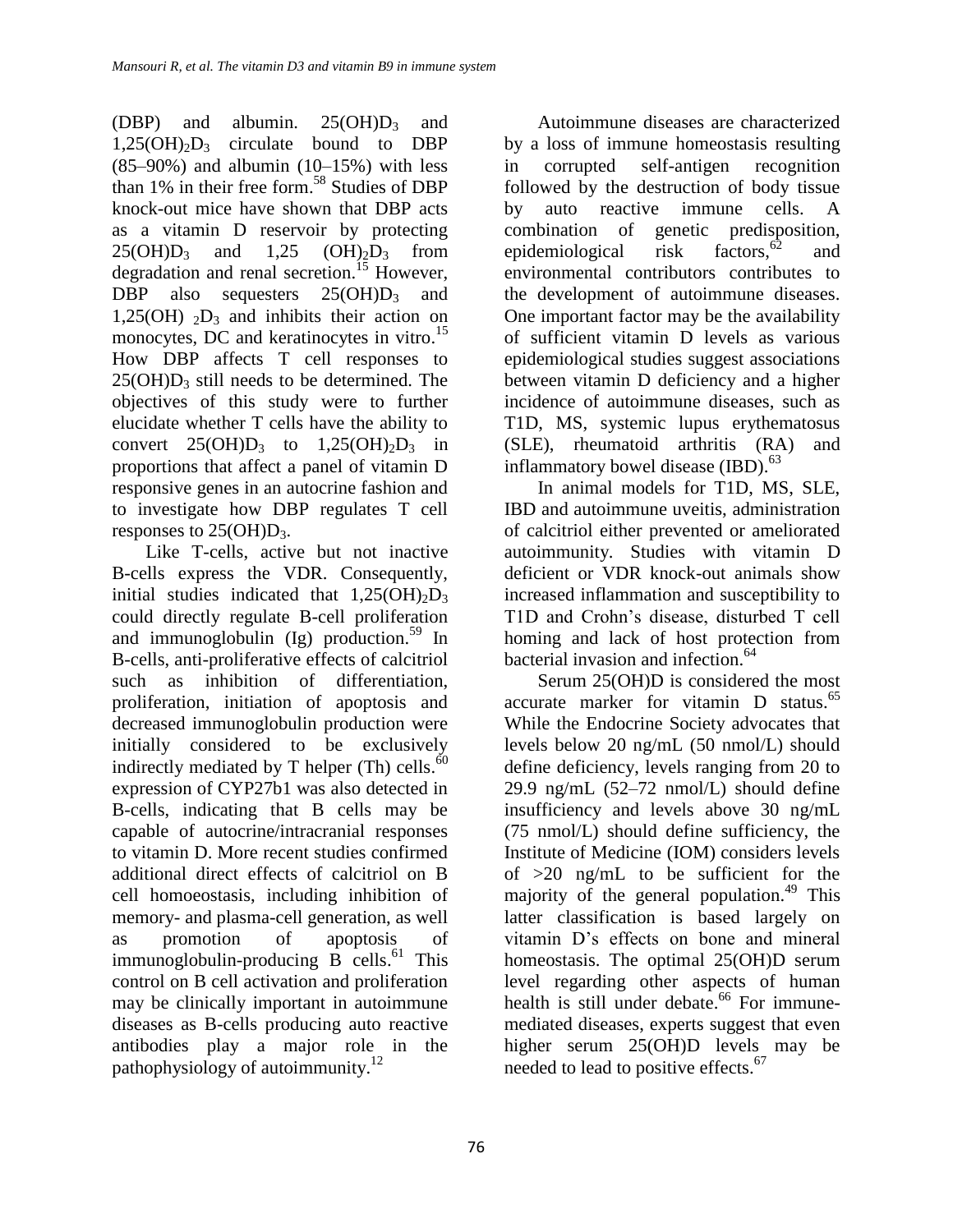(DBP) and albumin. $25(OH)D_3$ and $1,25(OH)_2D_3$ circulate bound to DBP (85–90%) and albumin (10–15%) with less than 1% in their free form.[58] Studies of DBP knock-out mice have shown that DBP acts as a vitamin D reservoir by protecting $25(OH)D_3$ and $1,25\ (OH)_2D_3$ from degradation and renal secretion.[15] However, DBP also sequesters $25(OH)D_3$ and $1,25(OH)\ _2D_3$ and inhibits their action on monocytes, DC and keratinocytes in vitro.[15] How DBP affects T cell responses to $25(OH)D_3$ still needs to be determined. The objectives of this study were to further elucidate whether T cells have the ability to convert $25(OH)D_3$ to $1,25(OH)_2D_3$ in proportions that affect a panel of vitamin D responsive genes in an autocrine fashion and to investigate how DBP regulates T cell responses to $25(OH)D_3$.

Like T-cells, active but not inactive B-cells express the VDR. Consequently, initial studies indicated that $1,25(OH)_2D_3$ could directly regulate B-cell proliferation and immunoglobulin (Ig) production.[59] In B-cells, anti-proliferative effects of calcitriol such as inhibition of differentiation, proliferation, initiation of apoptosis and decreased immunoglobulin production were initially considered to be exclusively indirectly mediated by T helper (Th) cells.[60] expression of CYP27b1 was also detected in B-cells, indicating that B cells may be capable of autocrine/intracranial responses to vitamin D. More recent studies confirmed additional direct effects of calcitriol on B cell homoeostasis, including inhibition of memory- and plasma-cell generation, as well as promotion of apoptosis of immunoglobulin-producing B cells.[61] This control on B cell activation and proliferation may be clinically important in autoimmune diseases as B-cells producing auto reactive antibodies play a major role in the pathophysiology of autoimmunity.[12]

Autoimmune diseases are characterized by a loss of immune homeostasis resulting in corrupted self-antigen recognition followed by the destruction of body tissue by auto reactive immune cells. A combination of genetic predisposition, epidemiological risk factors,[62] and environmental contributors contributes to the development of autoimmune diseases. One important factor may be the availability of sufficient vitamin D levels as various epidemiological studies suggest associations between vitamin D deficiency and a higher incidence of autoimmune diseases, such as T1D, MS, systemic lupus erythematosus (SLE), rheumatoid arthritis (RA) and inflammatory bowel disease (IBD).[63]

In animal models for T1D, MS, SLE, IBD and autoimmune uveitis, administration of calcitriol either prevented or ameliorated autoimmunity. Studies with vitamin D deficient or VDR knock-out animals show increased inflammation and susceptibility to T1D and Crohn's disease, disturbed T cell homing and lack of host protection from bacterial invasion and infection.[64]

Serum 25(OH)D is considered the most accurate marker for vitamin D status.[65] While the Endocrine Society advocates that levels below 20 ng/mL (50 nmol/L) should define deficiency, levels ranging from 20 to 29.9 ng/mL (52–72 nmol/L) should define insufficiency and levels above 30 ng/mL (75 nmol/L) should define sufficiency, the Institute of Medicine (IOM) considers levels of >20 ng/mL to be sufficient for the majority of the general population.[49] This latter classification is based largely on vitamin D's effects on bone and mineral homeostasis. The optimal 25(OH)D serum level regarding other aspects of human health is still under debate.[66] For immune-mediated diseases, experts suggest that even higher serum 25(OH)D levels may be needed to lead to positive effects.[67]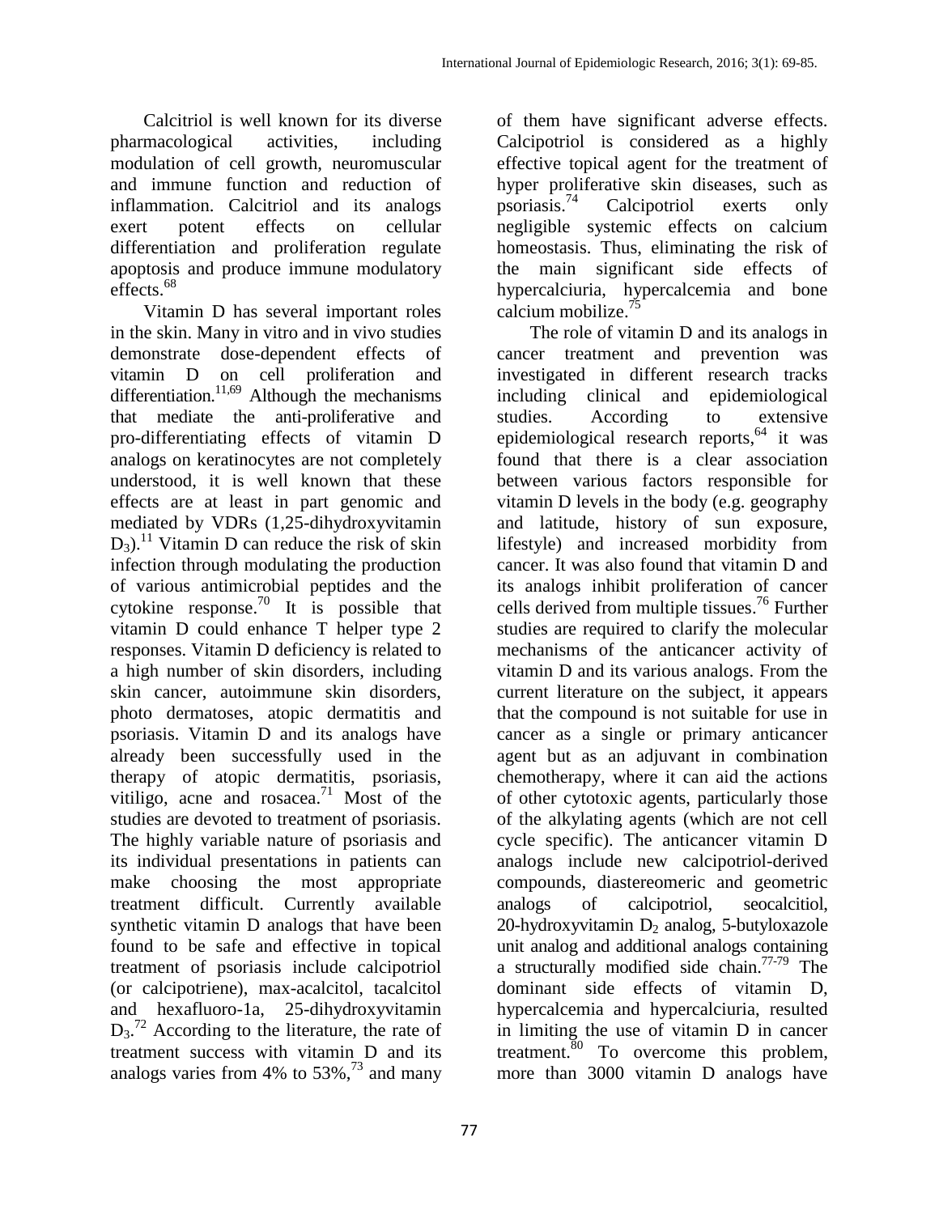Calcitriol is well known for its diverse pharmacological activities, including modulation of cell growth, neuromuscular and immune function and reduction of inflammation. Calcitriol and its analogs exert potent effects on cellular differentiation and proliferation regulate apoptosis and produce immune modulatory effects.[68]

Vitamin D has several important roles in the skin. Many in vitro and in vivo studies demonstrate dose-dependent effects of vitamin D on cell proliferation and differentiation.[11,69] Although the mechanisms that mediate the anti-proliferative and pro-differentiating effects of vitamin D analogs on keratinocytes are not completely understood, it is well known that these effects are at least in part genomic and mediated by VDRs (1,25-dihydroxyvitamin $D_3$).[11] Vitamin D can reduce the risk of skin infection through modulating the production of various antimicrobial peptides and the cytokine response.[70] It is possible that vitamin D could enhance T helper type 2 responses. Vitamin D deficiency is related to a high number of skin disorders, including skin cancer, autoimmune skin disorders, photo dermatoses, atopic dermatitis and psoriasis. Vitamin D and its analogs have already been successfully used in the therapy of atopic dermatitis, psoriasis, vitiligo, acne and rosacea.[71] Most of the studies are devoted to treatment of psoriasis. The highly variable nature of psoriasis and its individual presentations in patients can make choosing the most appropriate treatment difficult. Currently available synthetic vitamin D analogs that have been found to be safe and effective in topical treatment of psoriasis include calcipotriol (or calcipotriene), max-acalcitol, tacalcitol and hexafluoro-1a, 25-dihydroxyvitamin $D_3$.[72] According to the literature, the rate of treatment success with vitamin D and its analogs varies from 4% to 53%,[73] and many of them have significant adverse effects. Calcipotriol is considered as a highly effective topical agent for the treatment of hyper proliferative skin diseases, such as psoriasis.[74] Calcipotriol exerts only negligible systemic effects on calcium homeostasis. Thus, eliminating the risk of the main significant side effects of hypercalciuria, hypercalcemia and bone calcium mobilize.[75]

The role of vitamin D and its analogs in cancer treatment and prevention was investigated in different research tracks including clinical and epidemiological studies. According to extensive epidemiological research reports,[64] it was found that there is a clear association between various factors responsible for vitamin D levels in the body (e.g. geography and latitude, history of sun exposure, lifestyle) and increased morbidity from cancer. It was also found that vitamin D and its analogs inhibit proliferation of cancer cells derived from multiple tissues.[76] Further studies are required to clarify the molecular mechanisms of the anticancer activity of vitamin D and its various analogs. From the current literature on the subject, it appears that the compound is not suitable for use in cancer as a single or primary anticancer agent but as an adjuvant in combination chemotherapy, where it can aid the actions of other cytotoxic agents, particularly those of the alkylating agents (which are not cell cycle specific). The anticancer vitamin D analogs include new calcipotriol-derived compounds, diastereomeric and geometric analogs of calcipotriol, seocalcitiol, 20-hydroxyvitamin $D_2$ analog, 5-butyloxazole unit analog and additional analogs containing a structurally modified side chain.[77-79] The dominant side effects of vitamin D, hypercalcemia and hypercalciuria, resulted in limiting the use of vitamin D in cancer treatment.[80] To overcome this problem, more than 3000 vitamin D analogs have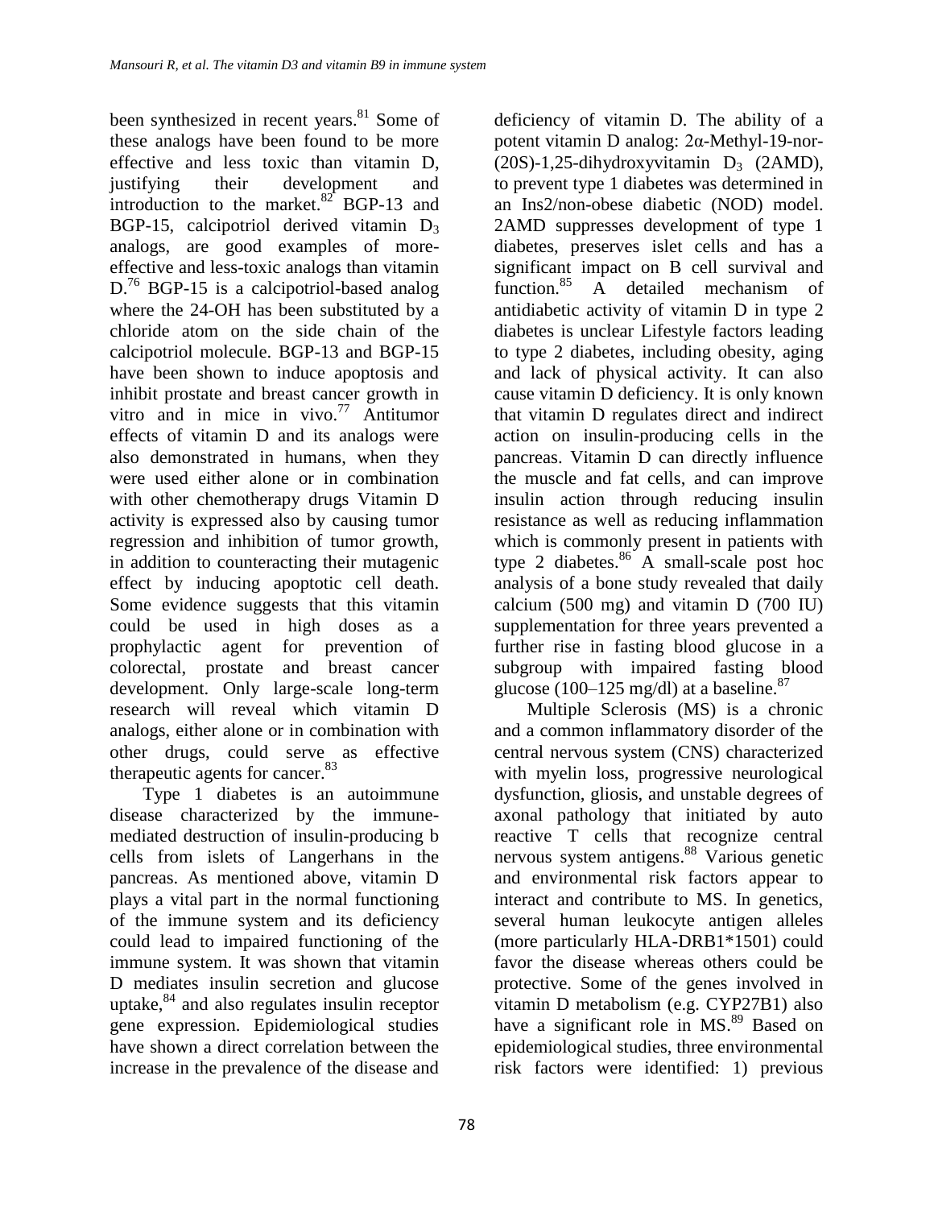been synthesized in recent years.[81] Some of these analogs have been found to be more effective and less toxic than vitamin D, justifying their development and introduction to the market.[82] BGP-13 and BGP-15, calcipotriol derived vitamin $D_3$ analogs, are good examples of more-effective and less-toxic analogs than vitamin D.[76] BGP-15 is a calcipotriol-based analog where the 24-OH has been substituted by a chloride atom on the side chain of the calcipotriol molecule. BGP-13 and BGP-15 have been shown to induce apoptosis and inhibit prostate and breast cancer growth in vitro and in mice in vivo.[77] Antitumor effects of vitamin D and its analogs were also demonstrated in humans, when they were used either alone or in combination with other chemotherapy drugs Vitamin D activity is expressed also by causing tumor regression and inhibition of tumor growth, in addition to counteracting their mutagenic effect by inducing apoptotic cell death. Some evidence suggests that this vitamin could be used in high doses as a prophylactic agent for prevention of colorectal, prostate and breast cancer development. Only large-scale long-term research will reveal which vitamin D analogs, either alone or in combination with other drugs, could serve as effective therapeutic agents for cancer.[83]

Type 1 diabetes is an autoimmune disease characterized by the immune-mediated destruction of insulin-producing b cells from islets of Langerhans in the pancreas. As mentioned above, vitamin D plays a vital part in the normal functioning of the immune system and its deficiency could lead to impaired functioning of the immune system. It was shown that vitamin D mediates insulin secretion and glucose uptake,[84] and also regulates insulin receptor gene expression. Epidemiological studies have shown a direct correlation between the increase in the prevalence of the disease and deficiency of vitamin D. The ability of a potent vitamin D analog: 2α-Methyl-19-nor-(20S)-1,25-dihydroxyvitamin $D_3$ (2AMD), to prevent type 1 diabetes was determined in an Ins2/non-obese diabetic (NOD) model. 2AMD suppresses development of type 1 diabetes, preserves islet cells and has a significant impact on B cell survival and function.[85] A detailed mechanism of antidiabetic activity of vitamin D in type 2 diabetes is unclear Lifestyle factors leading to type 2 diabetes, including obesity, aging and lack of physical activity. It can also cause vitamin D deficiency. It is only known that vitamin D regulates direct and indirect action on insulin-producing cells in the pancreas. Vitamin D can directly influence the muscle and fat cells, and can improve insulin action through reducing insulin resistance as well as reducing inflammation which is commonly present in patients with type 2 diabetes.[86] A small-scale post hoc analysis of a bone study revealed that daily calcium (500 mg) and vitamin D (700 IU) supplementation for three years prevented a further rise in fasting blood glucose in a subgroup with impaired fasting blood glucose (100–125 mg/dl) at a baseline.[87]

Multiple Sclerosis (MS) is a chronic and a common inflammatory disorder of the central nervous system (CNS) characterized with myelin loss, progressive neurological dysfunction, gliosis, and unstable degrees of axonal pathology that initiated by auto reactive T cells that recognize central nervous system antigens.[88] Various genetic and environmental risk factors appear to interact and contribute to MS. In genetics, several human leukocyte antigen alleles (more particularly HLA-DRB1*1501) could favor the disease whereas others could be protective. Some of the genes involved in vitamin D metabolism (e.g. CYP27B1) also have a significant role in MS.[89] Based on epidemiological studies, three environmental risk factors were identified: 1) previous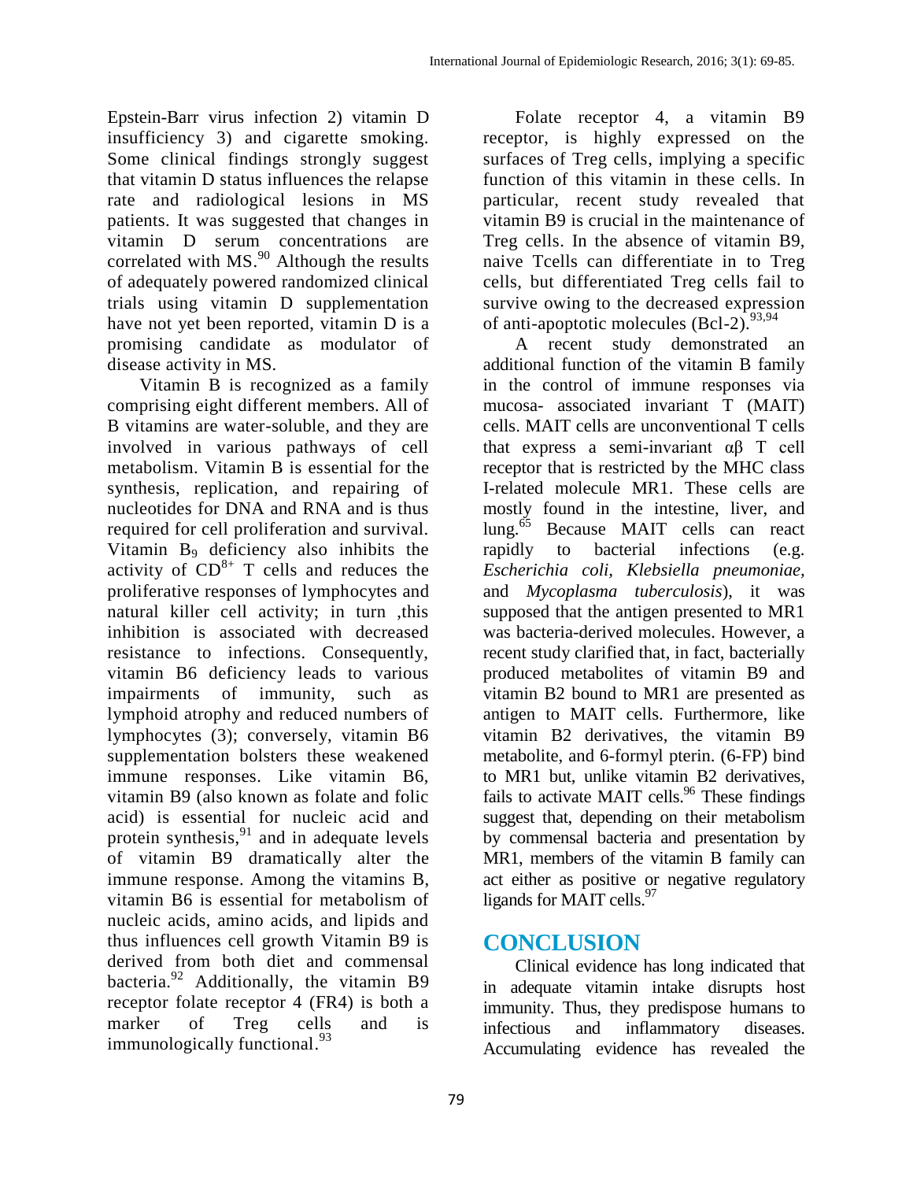Epstein-Barr virus infection 2) vitamin D insufficiency 3) and cigarette smoking. Some clinical findings strongly suggest that vitamin D status influences the relapse rate and radiological lesions in MS patients. It was suggested that changes in vitamin D serum concentrations are correlated with MS.[90] Although the results of adequately powered randomized clinical trials using vitamin D supplementation have not yet been reported, vitamin D is a promising candidate as modulator of disease activity in MS.

Vitamin B is recognized as a family comprising eight different members. All of B vitamins are water-soluble, and they are involved in various pathways of cell metabolism. Vitamin B is essential for the synthesis, replication, and repairing of nucleotides for DNA and RNA and is thus required for cell proliferation and survival. Vitamin $B_9$ deficiency also inhibits the activity of $CD^{8+}$ T cells and reduces the proliferative responses of lymphocytes and natural killer cell activity; in turn ,this inhibition is associated with decreased resistance to infections. Consequently, vitamin B6 deficiency leads to various impairments of immunity, such as lymphoid atrophy and reduced numbers of lymphocytes (3); conversely, vitamin B6 supplementation bolsters these weakened immune responses. Like vitamin B6, vitamin B9 (also known as folate and folic acid) is essential for nucleic acid and protein synthesis,[91] and in adequate levels of vitamin B9 dramatically alter the immune response. Among the vitamins B, vitamin B6 is essential for metabolism of nucleic acids, amino acids, and lipids and thus influences cell growth Vitamin B9 is derived from both diet and commensal bacteria.[92] Additionally, the vitamin B9 receptor folate receptor 4 (FR4) is both a marker of Treg cells and is immunologically functional.[93]

Folate receptor 4, a vitamin B9 receptor, is highly expressed on the surfaces of Treg cells, implying a specific function of this vitamin in these cells. In particular, recent study revealed that vitamin B9 is crucial in the maintenance of Treg cells. In the absence of vitamin B9, naive Tcells can differentiate in to Treg cells, but differentiated Treg cells fail to survive owing to the decreased expression of anti-apoptotic molecules (Bcl-2).[93,94]

A recent study demonstrated an additional function of the vitamin B family in the control of immune responses via mucosa- associated invariant T (MAIT) cells. MAIT cells are unconventional T cells that express a semi-invariant αβ T cell receptor that is restricted by the MHC class I-related molecule MR1. These cells are mostly found in the intestine, liver, and lung.[65] Because MAIT cells can react rapidly to bacterial infections (e.g. *Escherichia coli, Klebsiella pneumoniae,* and *Mycoplasma tuberculosis*), it was supposed that the antigen presented to MR1 was bacteria-derived molecules. However, a recent study clarified that, in fact, bacterially produced metabolites of vitamin B9 and vitamin B2 bound to MR1 are presented as antigen to MAIT cells. Furthermore, like vitamin B2 derivatives, the vitamin B9 metabolite, and 6-formyl pterin. (6-FP) bind to MR1 but, unlike vitamin B2 derivatives, fails to activate MAIT cells.[96] These findings suggest that, depending on their metabolism by commensal bacteria and presentation by MR1, members of the vitamin B family can act either as positive or negative regulatory ligands for MAIT cells.[97]

## CONCLUSION

Clinical evidence has long indicated that in adequate vitamin intake disrupts host immunity. Thus, they predispose humans to infectious and inflammatory diseases. Accumulating evidence has revealed the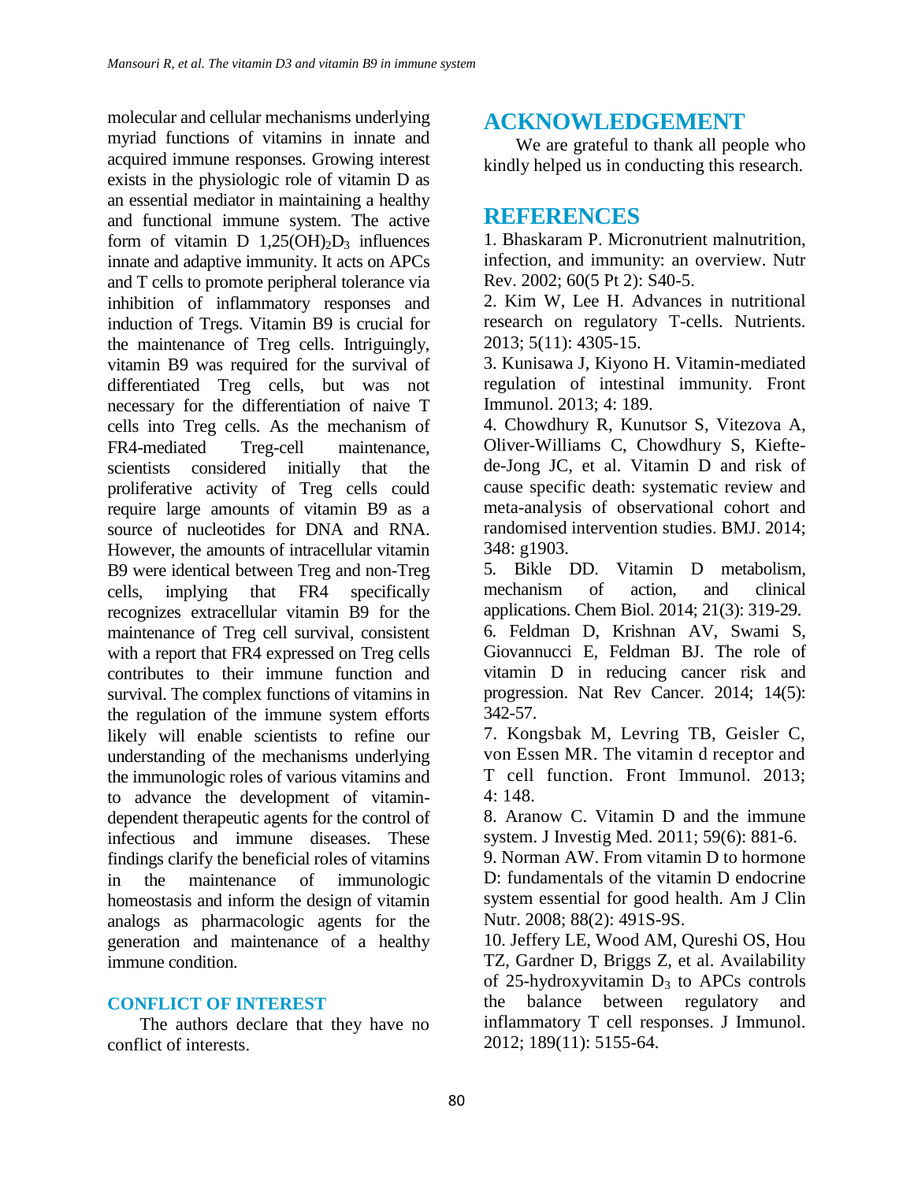molecular and cellular mechanisms underlying myriad functions of vitamins in innate and acquired immune responses. Growing interest exists in the physiologic role of vitamin D as an essential mediator in maintaining a healthy and functional immune system. The active form of vitamin D $1,25(OH)_2D_3$ influences innate and adaptive immunity. It acts on APCs and T cells to promote peripheral tolerance via inhibition of inflammatory responses and induction of Tregs. Vitamin B9 is crucial for the maintenance of Treg cells. Intriguingly, vitamin B9 was required for the survival of differentiated Treg cells, but was not necessary for the differentiation of naive T cells into Treg cells. As the mechanism of FR4-mediated Treg-cell maintenance, scientists considered initially that the proliferative activity of Treg cells could require large amounts of vitamin B9 as a source of nucleotides for DNA and RNA. However, the amounts of intracellular vitamin B9 were identical between Treg and non-Treg cells, implying that FR4 specifically recognizes extracellular vitamin B9 for the maintenance of Treg cell survival, consistent with a report that FR4 expressed on Treg cells contributes to their immune function and survival. The complex functions of vitamins in the regulation of the immune system efforts likely will enable scientists to refine our understanding of the mechanisms underlying the immunologic roles of various vitamins and to advance the development of vitamin-dependent therapeutic agents for the control of infectious and immune diseases. These findings clarify the beneficial roles of vitamins in the maintenance of immunologic homeostasis and inform the design of vitamin analogs as pharmacologic agents for the generation and maintenance of a healthy immune condition.

### CONFLICT OF INTEREST

The authors declare that they have no conflict of interests.

## ACKNOWLEDGEMENT

We are grateful to thank all people who kindly helped us in conducting this research.

## REFERENCES

1. Bhaskaram P. Micronutrient malnutrition, infection, and immunity: an overview. Nutr Rev. 2002; 60(5 Pt 2): S40-5.
2. Kim W, Lee H. Advances in nutritional research on regulatory T-cells. Nutrients. 2013; 5(11): 4305-15.
3. Kunisawa J, Kiyono H. Vitamin-mediated regulation of intestinal immunity. Front Immunol. 2013; 4: 189.
4. Chowdhury R, Kunutsor S, Vitezova A, Oliver-Williams C, Chowdhury S, Kiefte-de-Jong JC, et al. Vitamin D and risk of cause specific death: systematic review and meta-analysis of observational cohort and randomised intervention studies. BMJ. 2014; 348: g1903.
5. Bikle DD. Vitamin D metabolism, mechanism of action, and clinical applications. Chem Biol. 2014; 21(3): 319-29.
6. Feldman D, Krishnan AV, Swami S, Giovannucci E, Feldman BJ. The role of vitamin D in reducing cancer risk and progression. Nat Rev Cancer. 2014; 14(5): 342-57.
7. Kongsbak M, Levring TB, Geisler C, von Essen MR. The vitamin d receptor and T cell function. Front Immunol. 2013; 4: 148.
8. Aranow C. Vitamin D and the immune system. J Investig Med. 2011; 59(6): 881-6.
9. Norman AW. From vitamin D to hormone D: fundamentals of the vitamin D endocrine system essential for good health. Am J Clin Nutr. 2008; 88(2): 491S-9S.
10. Jeffery LE, Wood AM, Qureshi OS, Hou TZ, Gardner D, Briggs Z, et al. Availability of 25-hydroxyvitamin $D_3$ to APCs controls the balance between regulatory and inflammatory T cell responses. J Immunol. 2012; 189(11): 5155-64.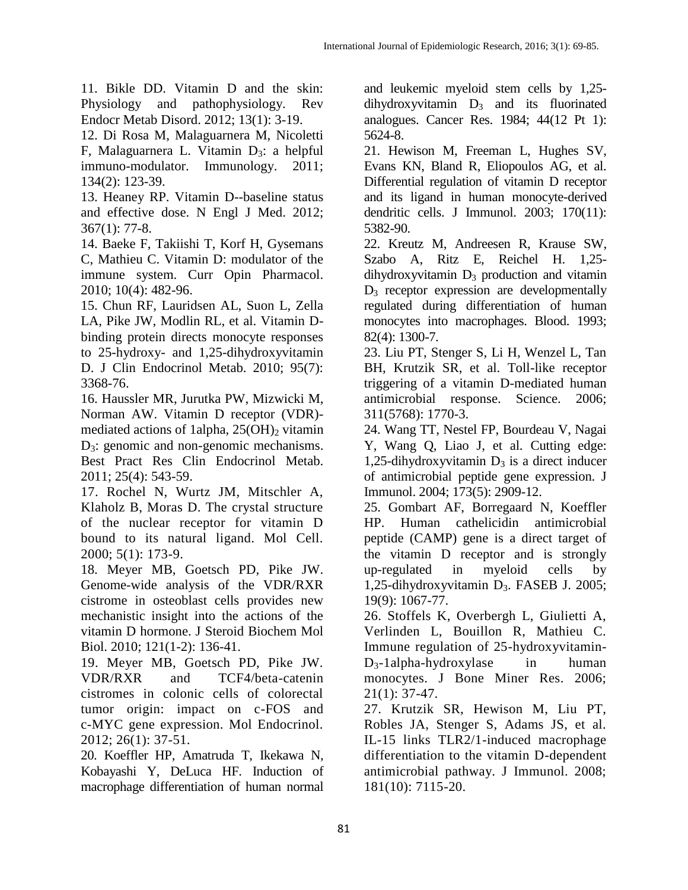11. Bikle DD. Vitamin D and the skin: Physiology and pathophysiology. Rev Endocr Metab Disord. 2012; 13(1): 3-19.

12. Di Rosa M, Malaguarnera M, Nicoletti F, Malaguarnera L. Vitamin $D_3$: a helpful immuno-modulator. Immunology. 2011; 134(2): 123-39.

13. Heaney RP. Vitamin D--baseline status and effective dose. N Engl J Med. 2012; 367(1): 77-8.

14. Baeke F, Takiishi T, Korf H, Gysemans C, Mathieu C. Vitamin D: modulator of the immune system. Curr Opin Pharmacol. 2010; 10(4): 482-96.

15. Chun RF, Lauridsen AL, Suon L, Zella LA, Pike JW, Modlin RL, et al. Vitamin D-binding protein directs monocyte responses to 25-hydroxy- and 1,25-dihydroxyvitamin D. J Clin Endocrinol Metab. 2010; 95(7): 3368-76.

16. Haussler MR, Jurutka PW, Mizwicki M, Norman AW. Vitamin D receptor (VDR)-mediated actions of 1alpha, $25(OH)_2$ vitamin $D_3$: genomic and non-genomic mechanisms. Best Pract Res Clin Endocrinol Metab. 2011; 25(4): 543-59.

17. Rochel N, Wurtz JM, Mitschler A, Klaholz B, Moras D. The crystal structure of the nuclear receptor for vitamin D bound to its natural ligand. Mol Cell. 2000; 5(1): 173-9.

18. Meyer MB, Goetsch PD, Pike JW. Genome-wide analysis of the VDR/RXR cistrome in osteoblast cells provides new mechanistic insight into the actions of the vitamin D hormone. J Steroid Biochem Mol Biol. 2010; 121(1-2): 136-41.

19. Meyer MB, Goetsch PD, Pike JW. VDR/RXR and TCF4/beta-catenin cistromes in colonic cells of colorectal tumor origin: impact on c-FOS and c-MYC gene expression. Mol Endocrinol. 2012; 26(1): 37-51.

20. Koeffler HP, Amatruda T, Ikekawa N, Kobayashi Y, DeLuca HF. Induction of macrophage differentiation of human normal and leukemic myeloid stem cells by 1,25-dihydroxyvitamin $D_3$ and its fluorinated analogues. Cancer Res. 1984; 44(12 Pt 1): 5624-8.

21. Hewison M, Freeman L, Hughes SV, Evans KN, Bland R, Eliopoulos AG, et al. Differential regulation of vitamin D receptor and its ligand in human monocyte-derived dendritic cells. J Immunol. 2003; 170(11): 5382-90.

22. Kreutz M, Andreesen R, Krause SW, Szabo A, Ritz E, Reichel H. 1,25-dihydroxyvitamin $D_3$ production and vitamin $D_3$ receptor expression are developmentally regulated during differentiation of human monocytes into macrophages. Blood. 1993; 82(4): 1300-7.

23. Liu PT, Stenger S, Li H, Wenzel L, Tan BH, Krutzik SR, et al. Toll-like receptor triggering of a vitamin D-mediated human antimicrobial response. Science. 2006; 311(5768): 1770-3.

24. Wang TT, Nestel FP, Bourdeau V, Nagai Y, Wang Q, Liao J, et al. Cutting edge: 1,25-dihydroxyvitamin $D_3$ is a direct inducer of antimicrobial peptide gene expression. J Immunol. 2004; 173(5): 2909-12.

25. Gombart AF, Borregaard N, Koeffler HP. Human cathelicidin antimicrobial peptide (CAMP) gene is a direct target of the vitamin D receptor and is strongly up-regulated in myeloid cells by 1,25-dihydroxyvitamin $D_3$. FASEB J. 2005; 19(9): 1067-77.

26. Stoffels K, Overbergh L, Giulietti A, Verlinden L, Bouillon R, Mathieu C. Immune regulation of 25-hydroxyvitamin-$D_3$-1alpha-hydroxylase in human monocytes. J Bone Miner Res. 2006; 21(1): 37-47.

27. Krutzik SR, Hewison M, Liu PT, Robles JA, Stenger S, Adams JS, et al. IL-15 links TLR2/1-induced macrophage differentiation to the vitamin D-dependent antimicrobial pathway. J Immunol. 2008; 181(10): 7115-20.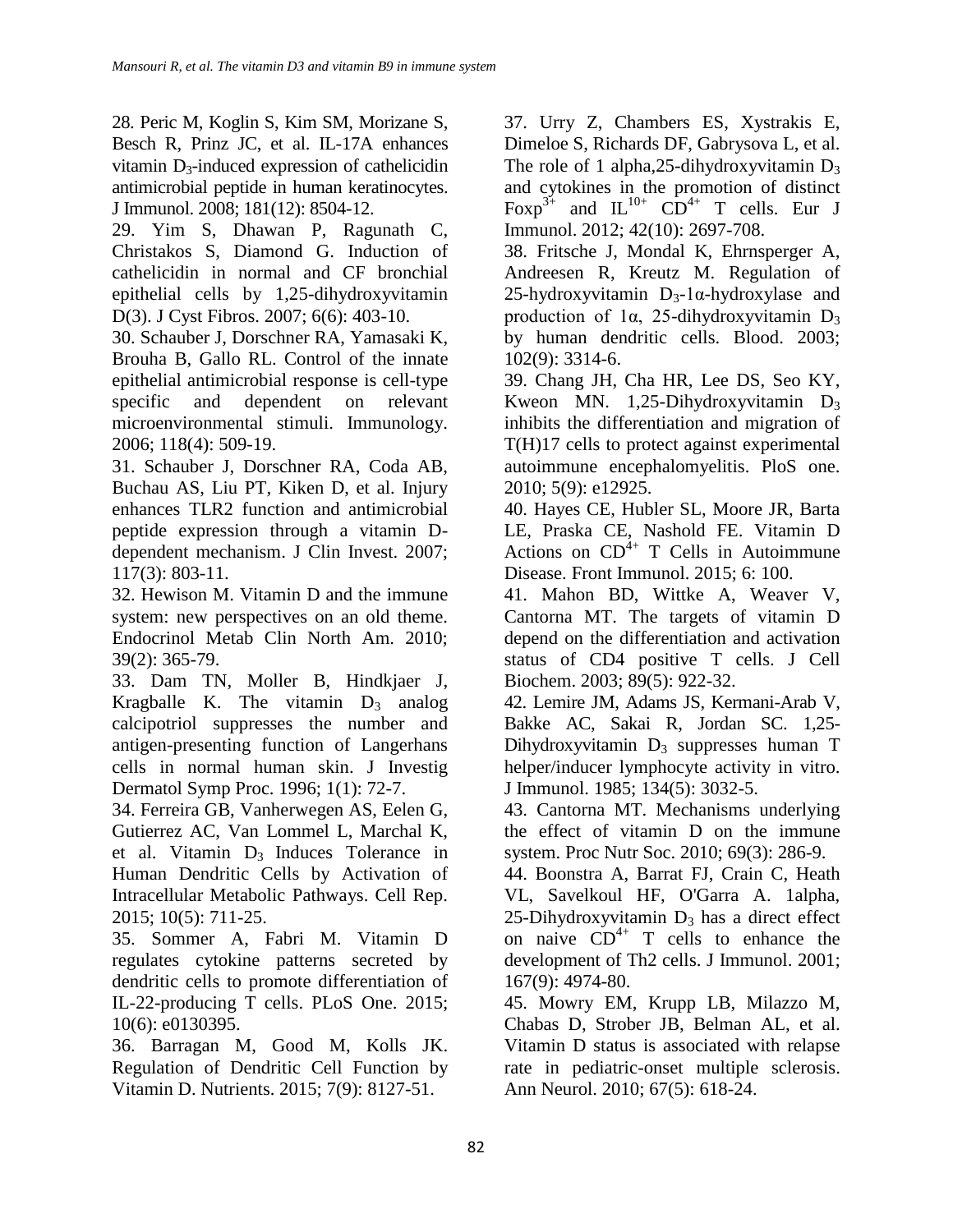28. Peric M, Koglin S, Kim SM, Morizane S, Besch R, Prinz JC, et al. IL-17A enhances vitamin $D_3$-induced expression of cathelicidin antimicrobial peptide in human keratinocytes. J Immunol. 2008; 181(12): 8504-12.

29. Yim S, Dhawan P, Ragunath C, Christakos S, Diamond G. Induction of cathelicidin in normal and CF bronchial epithelial cells by 1,25-dihydroxyvitamin D(3). J Cyst Fibros. 2007; 6(6): 403-10.

30. Schauber J, Dorschner RA, Yamasaki K, Brouha B, Gallo RL. Control of the innate epithelial antimicrobial response is cell-type specific and dependent on relevant microenvironmental stimuli. Immunology. 2006; 118(4): 509-19.

31. Schauber J, Dorschner RA, Coda AB, Buchau AS, Liu PT, Kiken D, et al. Injury enhances TLR2 function and antimicrobial peptide expression through a vitamin D-dependent mechanism. J Clin Invest. 2007; 117(3): 803-11.

32. Hewison M. Vitamin D and the immune system: new perspectives on an old theme. Endocrinol Metab Clin North Am. 2010; 39(2): 365-79.

33. Dam TN, Moller B, Hindkjaer J, Kragballe K. The vitamin $D_3$ analog calcipotriol suppresses the number and antigen-presenting function of Langerhans cells in normal human skin. J Investig Dermatol Symp Proc. 1996; 1(1): 72-7.

34. Ferreira GB, Vanherwegen AS, Eelen G, Gutierrez AC, Van Lommel L, Marchal K, et al. Vitamin $D_3$ Induces Tolerance in Human Dendritic Cells by Activation of Intracellular Metabolic Pathways. Cell Rep. 2015; 10(5): 711-25.

35. Sommer A, Fabri M. Vitamin D regulates cytokine patterns secreted by dendritic cells to promote differentiation of IL-22-producing T cells. PLoS One. 2015; 10(6): e0130395.

36. Barragan M, Good M, Kolls JK. Regulation of Dendritic Cell Function by Vitamin D. Nutrients. 2015; 7(9): 8127-51.

37. Urry Z, Chambers ES, Xystrakis E, Dimeloe S, Richards DF, Gabrysova L, et al. The role of 1 alpha,25-dihydroxyvitamin $D_3$ and cytokines in the promotion of distinct $Foxp^{3+}$ and $IL^{10+}$ $CD^{4+}$ T cells. Eur J Immunol. 2012; 42(10): 2697-708.

38. Fritsche J, Mondal K, Ehrnsperger A, Andreesen R, Kreutz M. Regulation of 25-hydroxyvitamin $D_3$-1α-hydroxylase and production of 1α, 25-dihydroxyvitamin $D_3$ by human dendritic cells. Blood. 2003; 102(9): 3314-6.

39. Chang JH, Cha HR, Lee DS, Seo KY, Kweon MN. 1,25-Dihydroxyvitamin $D_3$ inhibits the differentiation and migration of T(H)17 cells to protect against experimental autoimmune encephalomyelitis. PloS one. 2010; 5(9): e12925.

40. Hayes CE, Hubler SL, Moore JR, Barta LE, Praska CE, Nashold FE. Vitamin D Actions on $CD^{4+}$ T Cells in Autoimmune Disease. Front Immunol. 2015; 6: 100.

41. Mahon BD, Wittke A, Weaver V, Cantorna MT. The targets of vitamin D depend on the differentiation and activation status of CD4 positive T cells. J Cell Biochem. 2003; 89(5): 922-32.

42. Lemire JM, Adams JS, Kermani-Arab V, Bakke AC, Sakai R, Jordan SC. 1,25-Dihydroxyvitamin $D_3$ suppresses human T helper/inducer lymphocyte activity in vitro. J Immunol. 1985; 134(5): 3032-5.

43. Cantorna MT. Mechanisms underlying the effect of vitamin D on the immune system. Proc Nutr Soc. 2010; 69(3): 286-9.

44. Boonstra A, Barrat FJ, Crain C, Heath VL, Savelkoul HF, O'Garra A. 1alpha, 25-Dihydroxyvitamin $D_3$ has a direct effect on naive $CD^{4+}$ T cells to enhance the development of Th2 cells. J Immunol. 2001; 167(9): 4974-80.

45. Mowry EM, Krupp LB, Milazzo M, Chabas D, Strober JB, Belman AL, et al. Vitamin D status is associated with relapse rate in pediatric-onset multiple sclerosis. Ann Neurol. 2010; 67(5): 618-24.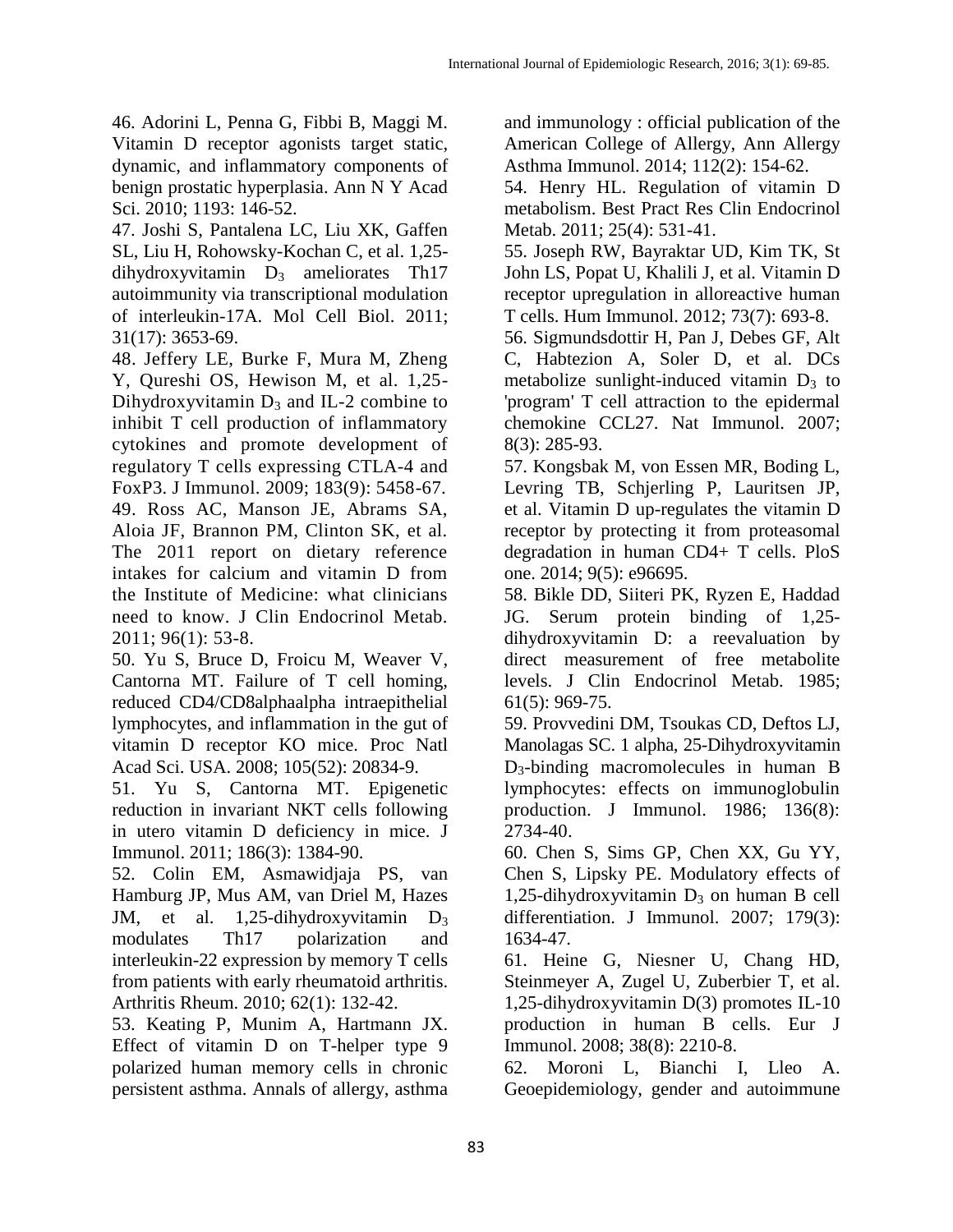46. Adorini L, Penna G, Fibbi B, Maggi M. Vitamin D receptor agonists target static, dynamic, and inflammatory components of benign prostatic hyperplasia. Ann N Y Acad Sci. 2010; 1193: 146-52.

47. Joshi S, Pantalena LC, Liu XK, Gaffen SL, Liu H, Rohowsky-Kochan C, et al. 1,25-dihydroxyvitamin $D_3$ ameliorates Th17 autoimmunity via transcriptional modulation of interleukin-17A. Mol Cell Biol. 2011; 31(17): 3653-69.

48. Jeffery LE, Burke F, Mura M, Zheng Y, Qureshi OS, Hewison M, et al. 1,25-Dihydroxyvitamin $D_3$ and IL-2 combine to inhibit T cell production of inflammatory cytokines and promote development of regulatory T cells expressing CTLA-4 and FoxP3. J Immunol. 2009; 183(9): 5458-67.

49. Ross AC, Manson JE, Abrams SA, Aloia JF, Brannon PM, Clinton SK, et al. The 2011 report on dietary reference intakes for calcium and vitamin D from the Institute of Medicine: what clinicians need to know. J Clin Endocrinol Metab. 2011; 96(1): 53-8.

50. Yu S, Bruce D, Froicu M, Weaver V, Cantorna MT. Failure of T cell homing, reduced CD4/CD8alphaalpha intraepithelial lymphocytes, and inflammation in the gut of vitamin D receptor KO mice. Proc Natl Acad Sci. USA. 2008; 105(52): 20834-9.

51. Yu S, Cantorna MT. Epigenetic reduction in invariant NKT cells following in utero vitamin D deficiency in mice. J Immunol. 2011; 186(3): 1384-90.

52. Colin EM, Asmawidjaja PS, van Hamburg JP, Mus AM, van Driel M, Hazes JM, et al. 1,25-dihydroxyvitamin $D_3$ modulates Th17 polarization and interleukin-22 expression by memory T cells from patients with early rheumatoid arthritis. Arthritis Rheum. 2010; 62(1): 132-42.

53. Keating P, Munim A, Hartmann JX. Effect of vitamin D on T-helper type 9 polarized human memory cells in chronic persistent asthma. Annals of allergy, asthma and immunology : official publication of the American College of Allergy, Ann Allergy Asthma Immunol. 2014; 112(2): 154-62.

54. Henry HL. Regulation of vitamin D metabolism. Best Pract Res Clin Endocrinol Metab. 2011; 25(4): 531-41.

55. Joseph RW, Bayraktar UD, Kim TK, St John LS, Popat U, Khalili J, et al. Vitamin D receptor upregulation in alloreactive human T cells. Hum Immunol. 2012; 73(7): 693-8.

56. Sigmundsdottir H, Pan J, Debes GF, Alt C, Habtezion A, Soler D, et al. DCs metabolize sunlight-induced vitamin $D_3$ to 'program' T cell attraction to the epidermal chemokine CCL27. Nat Immunol. 2007; 8(3): 285-93.

57. Kongsbak M, von Essen MR, Boding L, Levring TB, Schjerling P, Lauritsen JP, et al. Vitamin D up-regulates the vitamin D receptor by protecting it from proteasomal degradation in human CD4+ T cells. PloS one. 2014; 9(5): e96695.

58. Bikle DD, Siiteri PK, Ryzen E, Haddad JG. Serum protein binding of 1,25-dihydroxyvitamin D: a reevaluation by direct measurement of free metabolite levels. J Clin Endocrinol Metab. 1985; 61(5): 969-75.

59. Provvedini DM, Tsoukas CD, Deftos LJ, Manolagas SC. 1 alpha, 25-Dihydroxyvitamin $D_3$-binding macromolecules in human B lymphocytes: effects on immunoglobulin production. J Immunol. 1986; 136(8): 2734-40.

60. Chen S, Sims GP, Chen XX, Gu YY, Chen S, Lipsky PE. Modulatory effects of 1,25-dihydroxyvitamin $D_3$ on human B cell differentiation. J Immunol. 2007; 179(3): 1634-47.

61. Heine G, Niesner U, Chang HD, Steinmeyer A, Zugel U, Zuberbier T, et al. 1,25-dihydroxyvitamin D(3) promotes IL-10 production in human B cells. Eur J Immunol. 2008; 38(8): 2210-8.

62. Moroni L, Bianchi I, Lleo A. Geoepidemiology, gender and autoimmune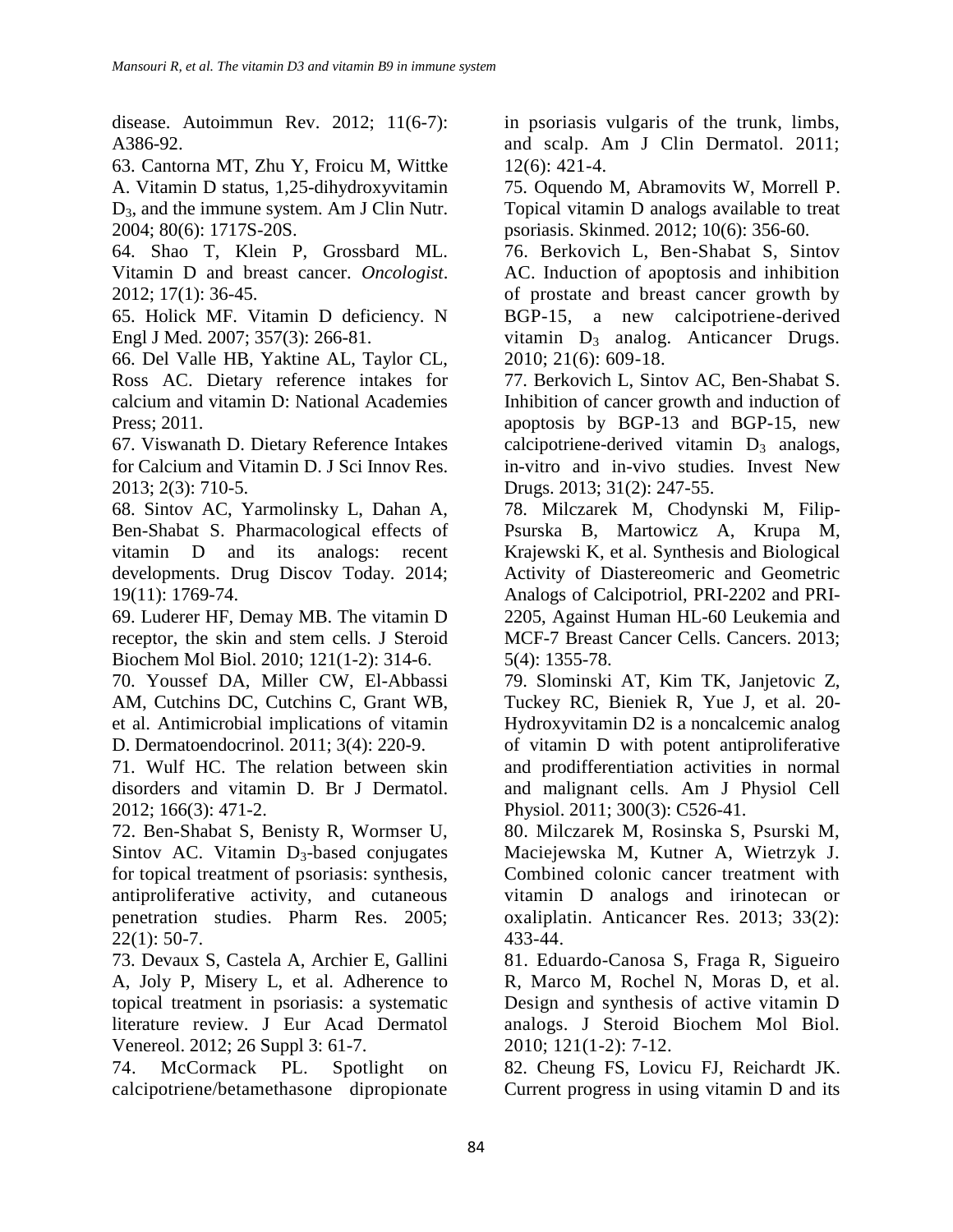disease. Autoimmun Rev. 2012; 11(6-7): A386-92.

63. Cantorna MT, Zhu Y, Froicu M, Wittke A. Vitamin D status, 1,25-dihydroxyvitamin $D_3$, and the immune system. Am J Clin Nutr. 2004; 80(6): 1717S-20S.

64. Shao T, Klein P, Grossbard ML. Vitamin D and breast cancer. *Oncologist*. 2012; 17(1): 36-45.

65. Holick MF. Vitamin D deficiency. N Engl J Med. 2007; 357(3): 266-81.

66. Del Valle HB, Yaktine AL, Taylor CL, Ross AC. Dietary reference intakes for calcium and vitamin D: National Academies Press; 2011.

67. Viswanath D. Dietary Reference Intakes for Calcium and Vitamin D. J Sci Innov Res. 2013; 2(3): 710-5.

68. Sintov AC, Yarmolinsky L, Dahan A, Ben-Shabat S. Pharmacological effects of vitamin D and its analogs: recent developments. Drug Discov Today. 2014; 19(11): 1769-74.

69. Luderer HF, Demay MB. The vitamin D receptor, the skin and stem cells. J Steroid Biochem Mol Biol. 2010; 121(1-2): 314-6.

70. Youssef DA, Miller CW, El-Abbassi AM, Cutchins DC, Cutchins C, Grant WB, et al. Antimicrobial implications of vitamin D. Dermatoendocrinol. 2011; 3(4): 220-9.

71. Wulf HC. The relation between skin disorders and vitamin D. Br J Dermatol. 2012; 166(3): 471-2.

72. Ben-Shabat S, Benisty R, Wormser U, Sintov AC. Vitamin $D_3$-based conjugates for topical treatment of psoriasis: synthesis, antiproliferative activity, and cutaneous penetration studies. Pharm Res. 2005; 22(1): 50-7.

73. Devaux S, Castela A, Archier E, Gallini A, Joly P, Misery L, et al. Adherence to topical treatment in psoriasis: a systematic literature review. J Eur Acad Dermatol Venereol. 2012; 26 Suppl 3: 61-7.

74. McCormack PL. Spotlight on calcipotriene/betamethasone dipropionate in psoriasis vulgaris of the trunk, limbs, and scalp. Am J Clin Dermatol. 2011; 12(6): 421-4.

75. Oquendo M, Abramovits W, Morrell P. Topical vitamin D analogs available to treat psoriasis. Skinmed. 2012; 10(6): 356-60.

76. Berkovich L, Ben-Shabat S, Sintov AC. Induction of apoptosis and inhibition of prostate and breast cancer growth by BGP-15, a new calcipotriene-derived vitamin $D_3$ analog. Anticancer Drugs. 2010; 21(6): 609-18.

77. Berkovich L, Sintov AC, Ben-Shabat S. Inhibition of cancer growth and induction of apoptosis by BGP-13 and BGP-15, new calcipotriene-derived vitamin $D_3$ analogs, in-vitro and in-vivo studies. Invest New Drugs. 2013; 31(2): 247-55.

78. Milczarek M, Chodynski M, Filip-Psurska B, Martowicz A, Krupa M, Krajewski K, et al. Synthesis and Biological Activity of Diastereomeric and Geometric Analogs of Calcipotriol, PRI-2202 and PRI-2205, Against Human HL-60 Leukemia and MCF-7 Breast Cancer Cells. Cancers. 2013; 5(4): 1355-78.

79. Slominski AT, Kim TK, Janjetovic Z, Tuckey RC, Bieniek R, Yue J, et al. 20-Hydroxyvitamin D2 is a noncalcemic analog of vitamin D with potent antiproliferative and prodifferentiation activities in normal and malignant cells. Am J Physiol Cell Physiol. 2011; 300(3): C526-41.

80. Milczarek M, Rosinska S, Psurski M, Maciejewska M, Kutner A, Wietrzyk J. Combined colonic cancer treatment with vitamin D analogs and irinotecan or oxaliplatin. Anticancer Res. 2013; 33(2): 433-44.

81. Eduardo-Canosa S, Fraga R, Sigueiro R, Marco M, Rochel N, Moras D, et al. Design and synthesis of active vitamin D analogs. J Steroid Biochem Mol Biol. 2010; 121(1-2): 7-12.

82. Cheung FS, Lovicu FJ, Reichardt JK. Current progress in using vitamin D and its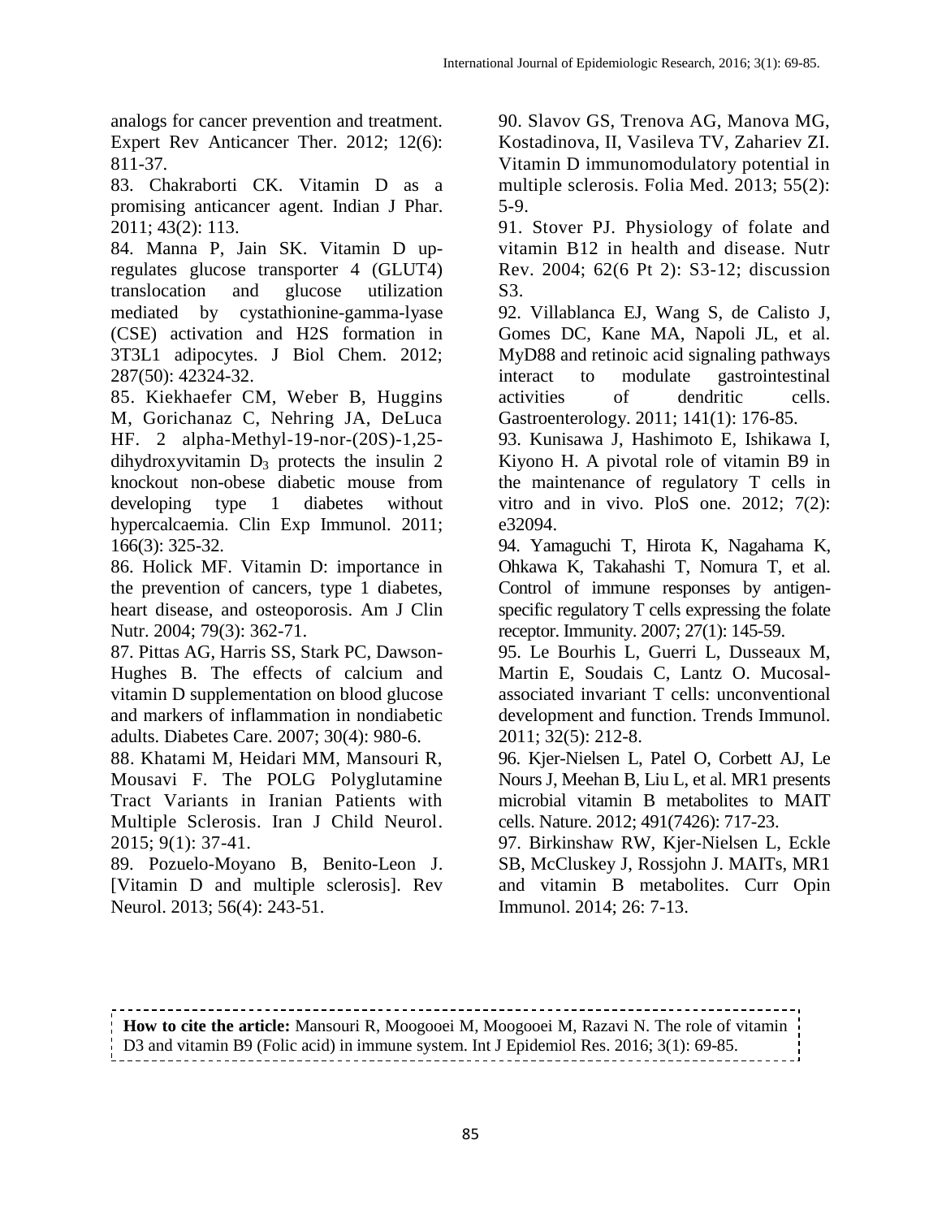analogs for cancer prevention and treatment. Expert Rev Anticancer Ther. 2012; 12(6): 811-37.

83. Chakraborti CK. Vitamin D as a promising anticancer agent. Indian J Phar. 2011; 43(2): 113.

84. Manna P, Jain SK. Vitamin D up-regulates glucose transporter 4 (GLUT4) translocation and glucose utilization mediated by cystathionine-gamma-lyase (CSE) activation and H2S formation in 3T3L1 adipocytes. J Biol Chem. 2012; 287(50): 42324-32.

85. Kiekhaefer CM, Weber B, Huggins M, Gorichanaz C, Nehring JA, DeLuca HF. 2 alpha-Methyl-19-nor-(20S)-1,25-dihydroxyvitamin $D_3$ protects the insulin 2 knockout non-obese diabetic mouse from developing type 1 diabetes without hypercalcaemia. Clin Exp Immunol. 2011; 166(3): 325-32.

86. Holick MF. Vitamin D: importance in the prevention of cancers, type 1 diabetes, heart disease, and osteoporosis. Am J Clin Nutr. 2004; 79(3): 362-71.

87. Pittas AG, Harris SS, Stark PC, Dawson-Hughes B. The effects of calcium and vitamin D supplementation on blood glucose and markers of inflammation in nondiabetic adults. Diabetes Care. 2007; 30(4): 980-6.

88. Khatami M, Heidari MM, Mansouri R, Mousavi F. The POLG Polyglutamine Tract Variants in Iranian Patients with Multiple Sclerosis. Iran J Child Neurol. 2015; 9(1): 37-41.

89. Pozuelo-Moyano B, Benito-Leon J. [Vitamin D and multiple sclerosis]. Rev Neurol. 2013; 56(4): 243-51.

90. Slavov GS, Trenova AG, Manova MG, Kostadinova, II, Vasileva TV, Zahariev ZI. Vitamin D immunomodulatory potential in multiple sclerosis. Folia Med. 2013; 55(2): 5-9.

91. Stover PJ. Physiology of folate and vitamin B12 in health and disease. Nutr Rev. 2004; 62(6 Pt 2): S3-12; discussion S3.

92. Villablanca EJ, Wang S, de Calisto J, Gomes DC, Kane MA, Napoli JL, et al. MyD88 and retinoic acid signaling pathways interact to modulate gastrointestinal activities of dendritic cells. Gastroenterology. 2011; 141(1): 176-85.

93. Kunisawa J, Hashimoto E, Ishikawa I, Kiyono H. A pivotal role of vitamin B9 in the maintenance of regulatory T cells in vitro and in vivo. PloS one. 2012; 7(2): e32094.

94. Yamaguchi T, Hirota K, Nagahama K, Ohkawa K, Takahashi T, Nomura T, et al. Control of immune responses by antigen-specific regulatory T cells expressing the folate receptor. Immunity. 2007; 27(1): 145-59.

95. Le Bourhis L, Guerri L, Dusseaux M, Martin E, Soudais C, Lantz O. Mucosal-associated invariant T cells: unconventional development and function. Trends Immunol. 2011; 32(5): 212-8.

96. Kjer-Nielsen L, Patel O, Corbett AJ, Le Nours J, Meehan B, Liu L, et al. MR1 presents microbial vitamin B metabolites to MAIT cells. Nature. 2012; 491(7426): 717-23.

97. Birkinshaw RW, Kjer-Nielsen L, Eckle SB, McCluskey J, Rossjohn J. MAITs, MR1 and vitamin B metabolites. Curr Opin Immunol. 2014; 26: 7-13.

**How to cite the article:** Mansouri R, Moogooei M, Moogooei M, Razavi N. The role of vitamin D3 and vitamin B9 (Folic acid) in immune system. Int J Epidemiol Res. 2016; 3(1): 69-85.